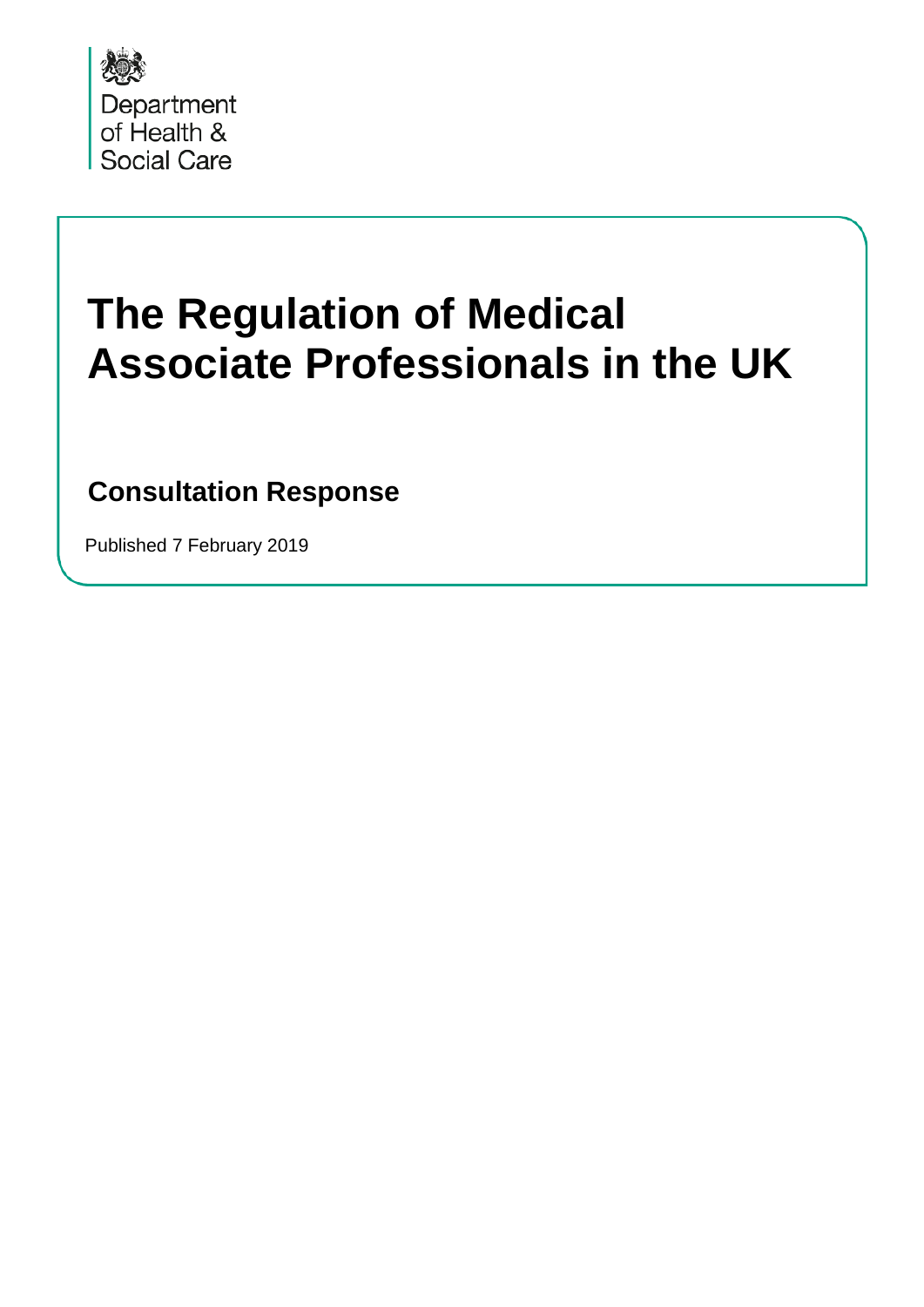Department of Health & Social Care

# The Regulation of Medical Associate Professionals in the UK

## Consultation Response

Published 7 February 2019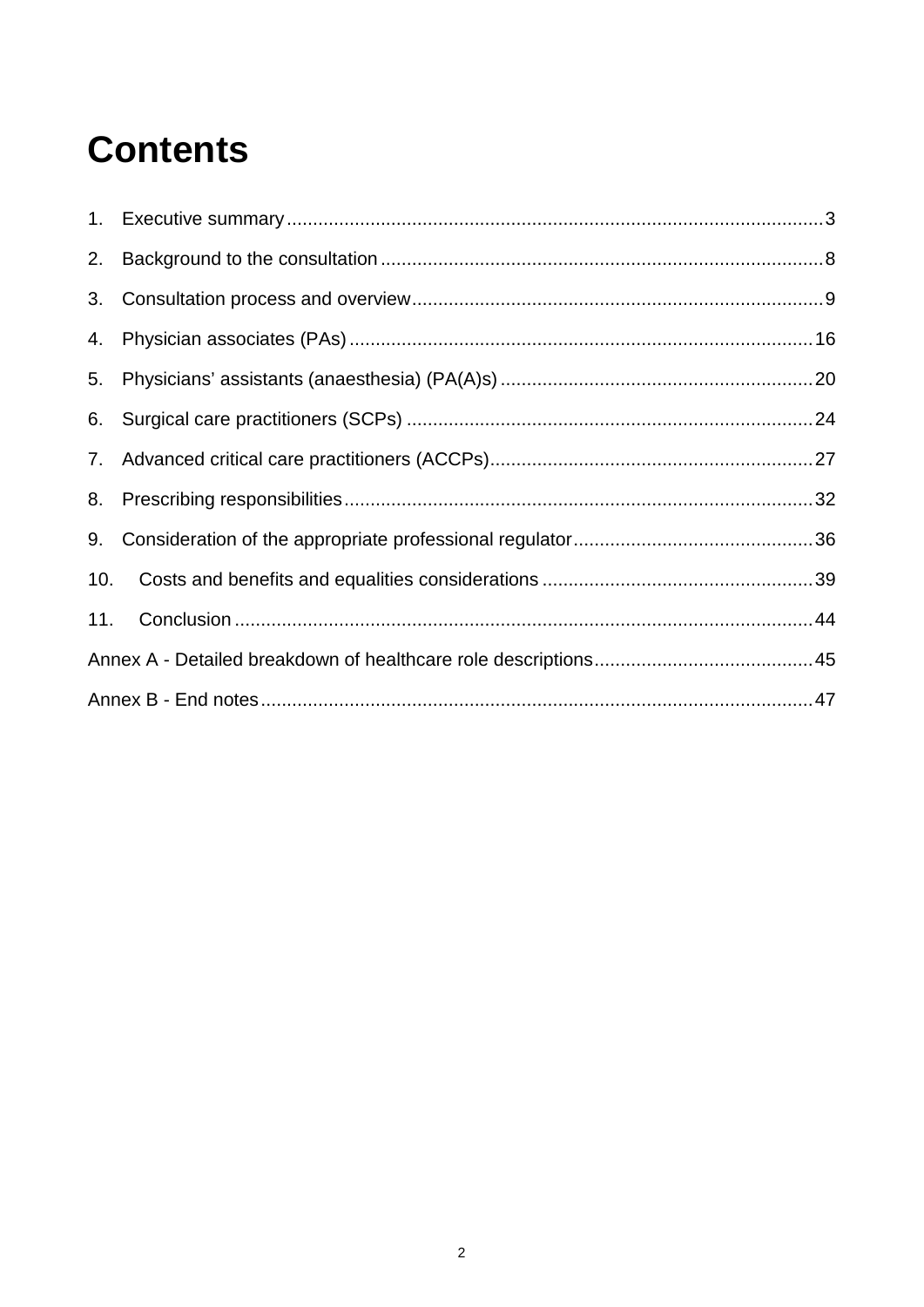# Contents

1. Executive summary ... 3
2. Background to the consultation ... 8
3. Consultation process and overview ... 9
4. Physician associates (PAs) ... 16
5. Physicians' assistants (anaesthesia) (PA(A)s) ... 20
6. Surgical care practitioners (SCPs) ... 24
7. Advanced critical care practitioners (ACCPs) ... 27
8. Prescribing responsibilities ... 32
9. Consideration of the appropriate professional regulator ... 36
10. Costs and benefits and equalities considerations ... 39
11. Conclusion ... 44

Annex A - Detailed breakdown of healthcare role descriptions ... 45

Annex B - End notes ... 47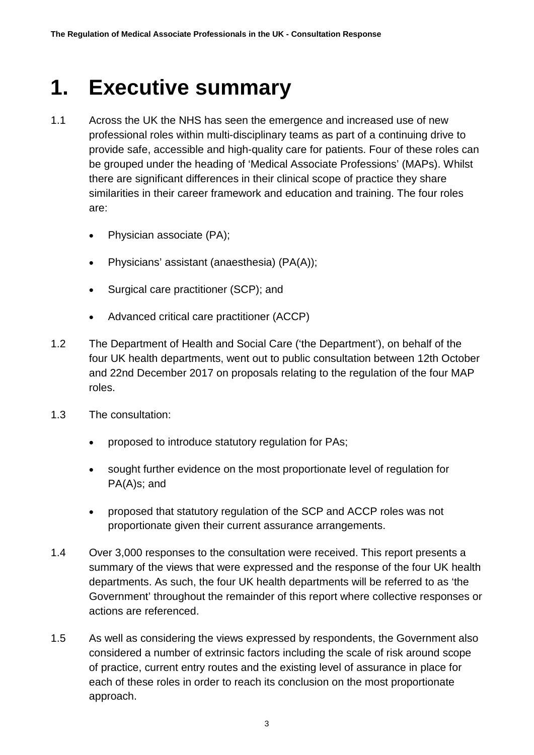# 1. Executive summary

1.1 Across the UK the NHS has seen the emergence and increased use of new professional roles within multi-disciplinary teams as part of a continuing drive to provide safe, accessible and high-quality care for patients. Four of these roles can be grouped under the heading of 'Medical Associate Professions' (MAPs). Whilst there are significant differences in their clinical scope of practice they share similarities in their career framework and education and training. The four roles are:

- Physician associate (PA);
- Physicians' assistant (anaesthesia) (PA(A));
- Surgical care practitioner (SCP); and
- Advanced critical care practitioner (ACCP)

1.2 The Department of Health and Social Care ('the Department'), on behalf of the four UK health departments, went out to public consultation between 12th October and 22nd December 2017 on proposals relating to the regulation of the four MAP roles.

1.3 The consultation:

- proposed to introduce statutory regulation for PAs;
- sought further evidence on the most proportionate level of regulation for PA(A)s; and
- proposed that statutory regulation of the SCP and ACCP roles was not proportionate given their current assurance arrangements.

1.4 Over 3,000 responses to the consultation were received. This report presents a summary of the views that were expressed and the response of the four UK health departments. As such, the four UK health departments will be referred to as 'the Government' throughout the remainder of this report where collective responses or actions are referenced.

1.5 As well as considering the views expressed by respondents, the Government also considered a number of extrinsic factors including the scale of risk around scope of practice, current entry routes and the existing level of assurance in place for each of these roles in order to reach its conclusion on the most proportionate approach.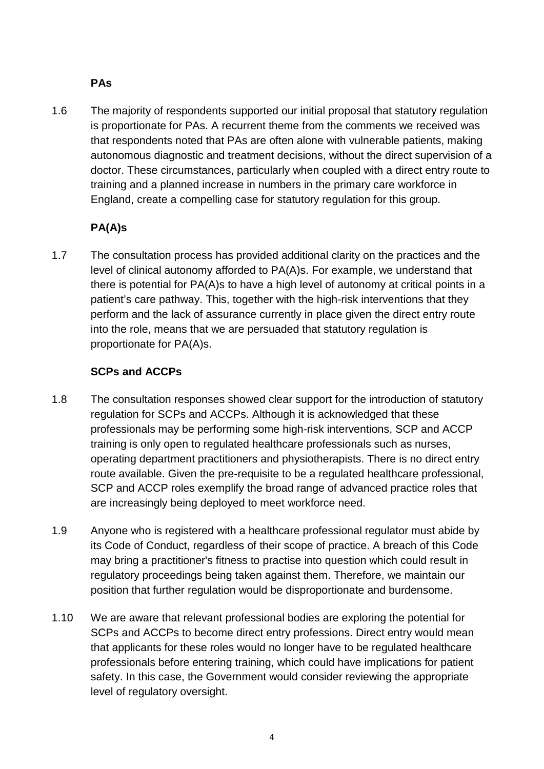### PAs

1.6 The majority of respondents supported our initial proposal that statutory regulation is proportionate for PAs. A recurrent theme from the comments we received was that respondents noted that PAs are often alone with vulnerable patients, making autonomous diagnostic and treatment decisions, without the direct supervision of a doctor. These circumstances, particularly when coupled with a direct entry route to training and a planned increase in numbers in the primary care workforce in England, create a compelling case for statutory regulation for this group.

### PA(A)s

1.7 The consultation process has provided additional clarity on the practices and the level of clinical autonomy afforded to PA(A)s. For example, we understand that there is potential for PA(A)s to have a high level of autonomy at critical points in a patient's care pathway. This, together with the high-risk interventions that they perform and the lack of assurance currently in place given the direct entry route into the role, means that we are persuaded that statutory regulation is proportionate for PA(A)s.

### SCPs and ACCPs

1.8 The consultation responses showed clear support for the introduction of statutory regulation for SCPs and ACCPs. Although it is acknowledged that these professionals may be performing some high-risk interventions, SCP and ACCP training is only open to regulated healthcare professionals such as nurses, operating department practitioners and physiotherapists. There is no direct entry route available. Given the pre-requisite to be a regulated healthcare professional, SCP and ACCP roles exemplify the broad range of advanced practice roles that are increasingly being deployed to meet workforce need.

1.9 Anyone who is registered with a healthcare professional regulator must abide by its Code of Conduct, regardless of their scope of practice. A breach of this Code may bring a practitioner's fitness to practise into question which could result in regulatory proceedings being taken against them. Therefore, we maintain our position that further regulation would be disproportionate and burdensome.

1.10 We are aware that relevant professional bodies are exploring the potential for SCPs and ACCPs to become direct entry professions. Direct entry would mean that applicants for these roles would no longer have to be regulated healthcare professionals before entering training, which could have implications for patient safety. In this case, the Government would consider reviewing the appropriate level of regulatory oversight.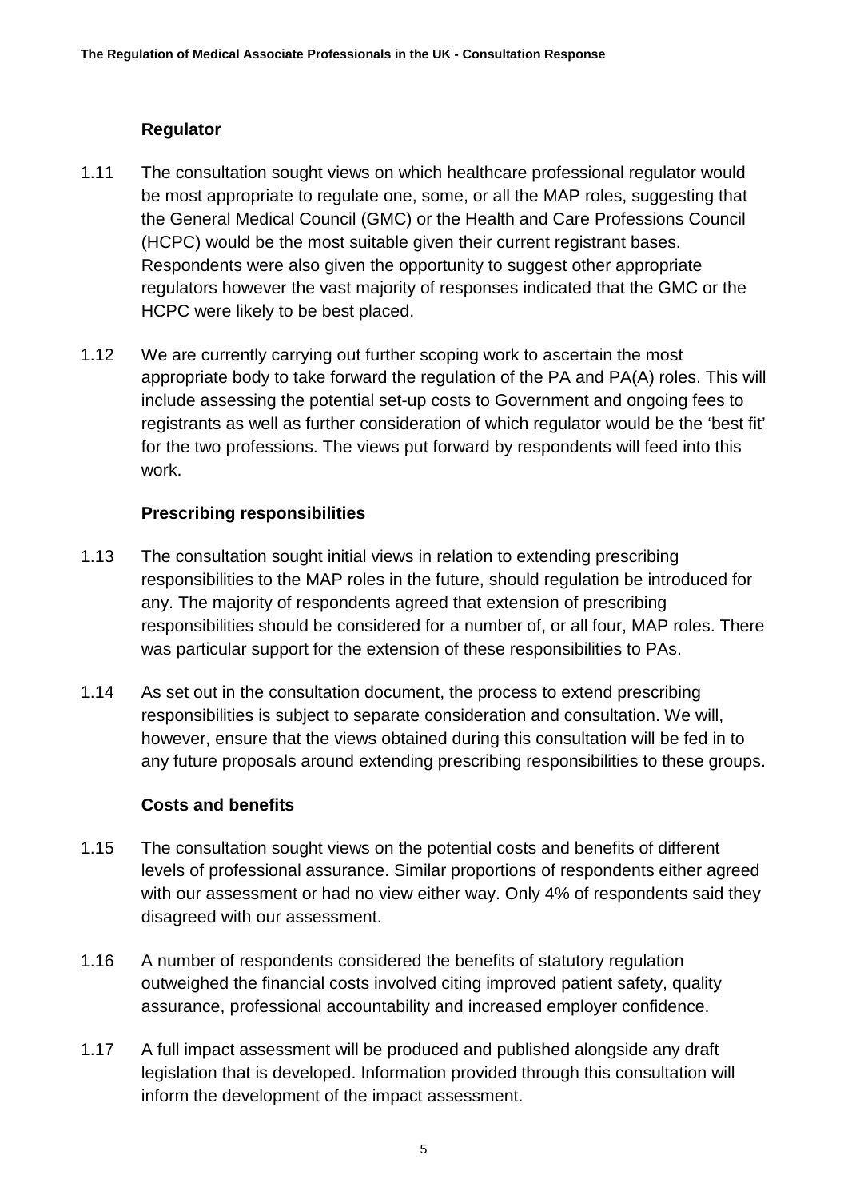### Regulator

1.11 The consultation sought views on which healthcare professional regulator would be most appropriate to regulate one, some, or all the MAP roles, suggesting that the General Medical Council (GMC) or the Health and Care Professions Council (HCPC) would be the most suitable given their current registrant bases. Respondents were also given the opportunity to suggest other appropriate regulators however the vast majority of responses indicated that the GMC or the HCPC were likely to be best placed.

1.12 We are currently carrying out further scoping work to ascertain the most appropriate body to take forward the regulation of the PA and PA(A) roles. This will include assessing the potential set-up costs to Government and ongoing fees to registrants as well as further consideration of which regulator would be the 'best fit' for the two professions. The views put forward by respondents will feed into this work.

### Prescribing responsibilities

1.13 The consultation sought initial views in relation to extending prescribing responsibilities to the MAP roles in the future, should regulation be introduced for any. The majority of respondents agreed that extension of prescribing responsibilities should be considered for a number of, or all four, MAP roles. There was particular support for the extension of these responsibilities to PAs.

1.14 As set out in the consultation document, the process to extend prescribing responsibilities is subject to separate consideration and consultation. We will, however, ensure that the views obtained during this consultation will be fed in to any future proposals around extending prescribing responsibilities to these groups.

### Costs and benefits

1.15 The consultation sought views on the potential costs and benefits of different levels of professional assurance. Similar proportions of respondents either agreed with our assessment or had no view either way. Only 4% of respondents said they disagreed with our assessment.

1.16 A number of respondents considered the benefits of statutory regulation outweighed the financial costs involved citing improved patient safety, quality assurance, professional accountability and increased employer confidence.

1.17 A full impact assessment will be produced and published alongside any draft legislation that is developed. Information provided through this consultation will inform the development of the impact assessment.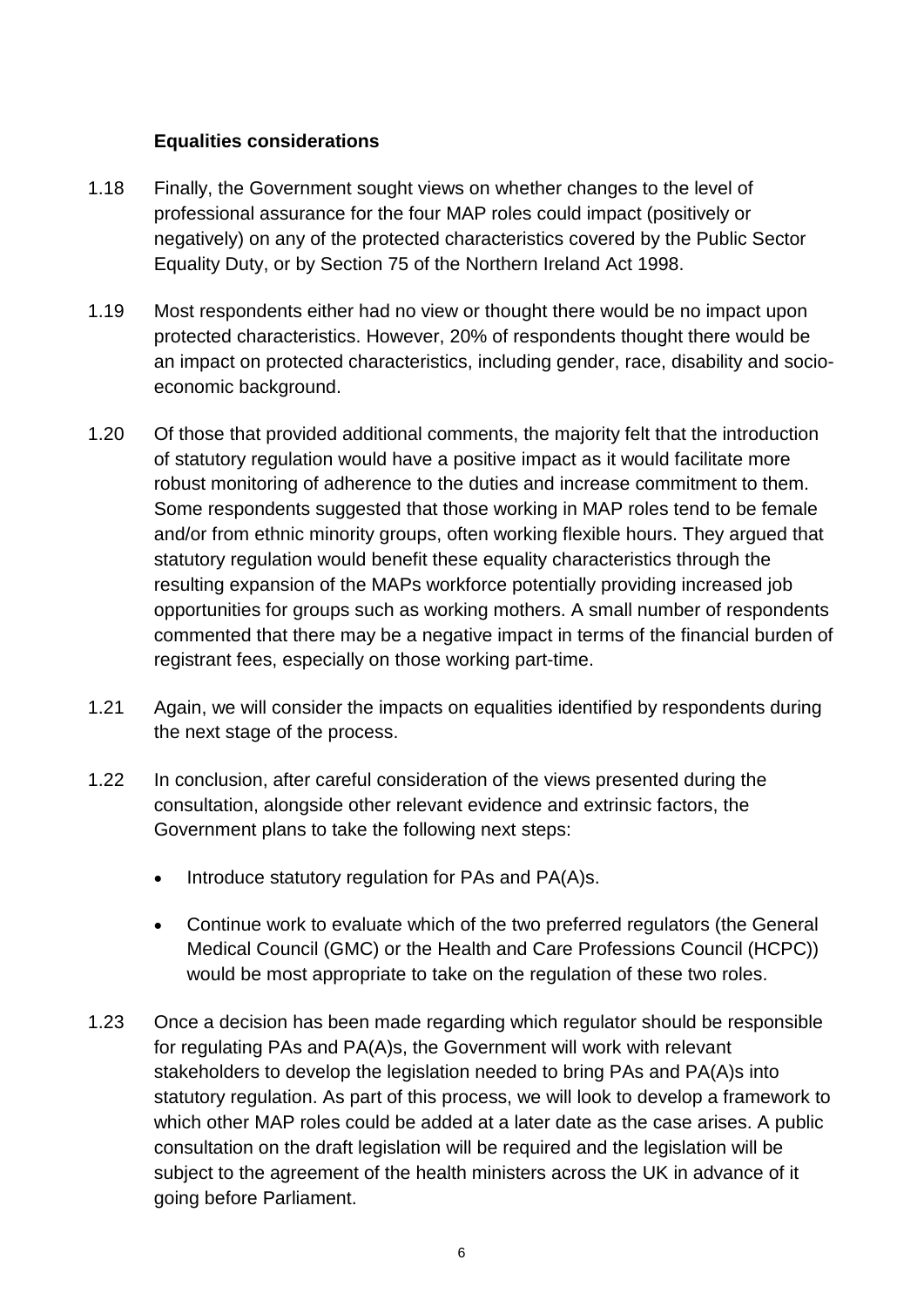### Equalities considerations

1.18 Finally, the Government sought views on whether changes to the level of professional assurance for the four MAP roles could impact (positively or negatively) on any of the protected characteristics covered by the Public Sector Equality Duty, or by Section 75 of the Northern Ireland Act 1998.

1.19 Most respondents either had no view or thought there would be no impact upon protected characteristics. However, 20% of respondents thought there would be an impact on protected characteristics, including gender, race, disability and socio-economic background.

1.20 Of those that provided additional comments, the majority felt that the introduction of statutory regulation would have a positive impact as it would facilitate more robust monitoring of adherence to the duties and increase commitment to them. Some respondents suggested that those working in MAP roles tend to be female and/or from ethnic minority groups, often working flexible hours. They argued that statutory regulation would benefit these equality characteristics through the resulting expansion of the MAPs workforce potentially providing increased job opportunities for groups such as working mothers. A small number of respondents commented that there may be a negative impact in terms of the financial burden of registrant fees, especially on those working part-time.

1.21 Again, we will consider the impacts on equalities identified by respondents during the next stage of the process.

1.22 In conclusion, after careful consideration of the views presented during the consultation, alongside other relevant evidence and extrinsic factors, the Government plans to take the following next steps:

- Introduce statutory regulation for PAs and PA(A)s.
- Continue work to evaluate which of the two preferred regulators (the General Medical Council (GMC) or the Health and Care Professions Council (HCPC)) would be most appropriate to take on the regulation of these two roles.

1.23 Once a decision has been made regarding which regulator should be responsible for regulating PAs and PA(A)s, the Government will work with relevant stakeholders to develop the legislation needed to bring PAs and PA(A)s into statutory regulation. As part of this process, we will look to develop a framework to which other MAP roles could be added at a later date as the case arises. A public consultation on the draft legislation will be required and the legislation will be subject to the agreement of the health ministers across the UK in advance of it going before Parliament.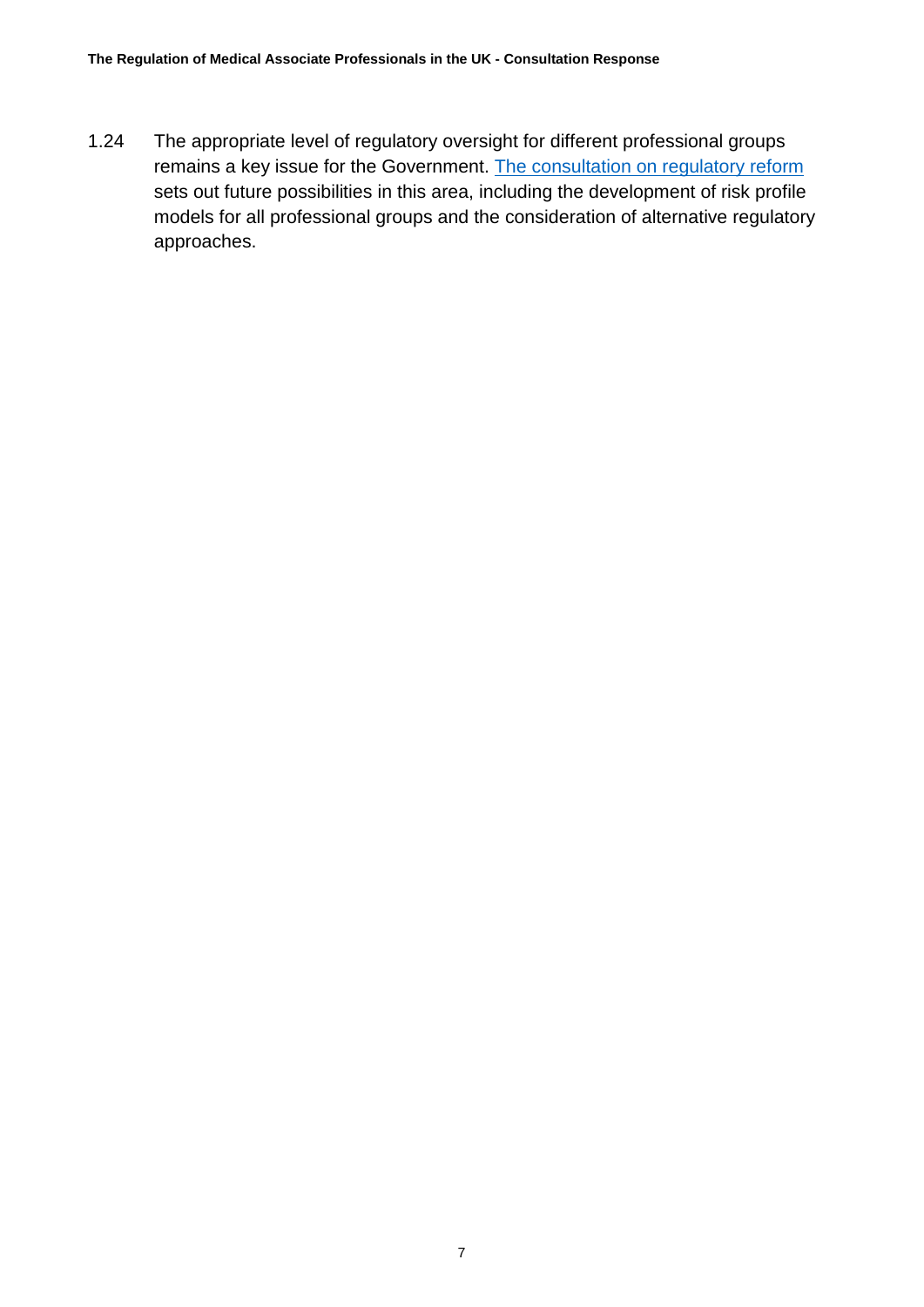1.24 The appropriate level of regulatory oversight for different professional groups remains a key issue for the Government. The consultation on regulatory reform sets out future possibilities in this area, including the development of risk profile models for all professional groups and the consideration of alternative regulatory approaches.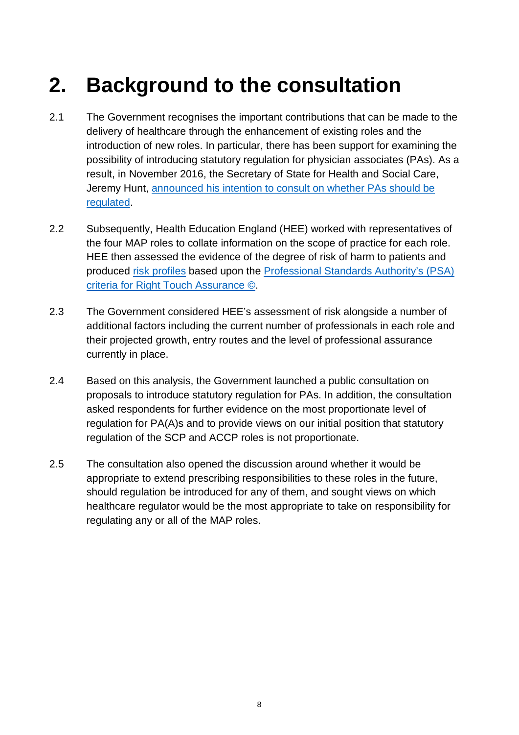# 2. Background to the consultation

2.1 The Government recognises the important contributions that can be made to the delivery of healthcare through the enhancement of existing roles and the introduction of new roles. In particular, there has been support for examining the possibility of introducing statutory regulation for physician associates (PAs). As a result, in November 2016, the Secretary of State for Health and Social Care, Jeremy Hunt, announced his intention to consult on whether PAs should be regulated.

2.2 Subsequently, Health Education England (HEE) worked with representatives of the four MAP roles to collate information on the scope of practice for each role. HEE then assessed the evidence of the degree of risk of harm to patients and produced risk profiles based upon the Professional Standards Authority's (PSA) criteria for Right Touch Assurance ©.

2.3 The Government considered HEE's assessment of risk alongside a number of additional factors including the current number of professionals in each role and their projected growth, entry routes and the level of professional assurance currently in place.

2.4 Based on this analysis, the Government launched a public consultation on proposals to introduce statutory regulation for PAs. In addition, the consultation asked respondents for further evidence on the most proportionate level of regulation for PA(A)s and to provide views on our initial position that statutory regulation of the SCP and ACCP roles is not proportionate.

2.5 The consultation also opened the discussion around whether it would be appropriate to extend prescribing responsibilities to these roles in the future, should regulation be introduced for any of them, and sought views on which healthcare regulator would be the most appropriate to take on responsibility for regulating any or all of the MAP roles.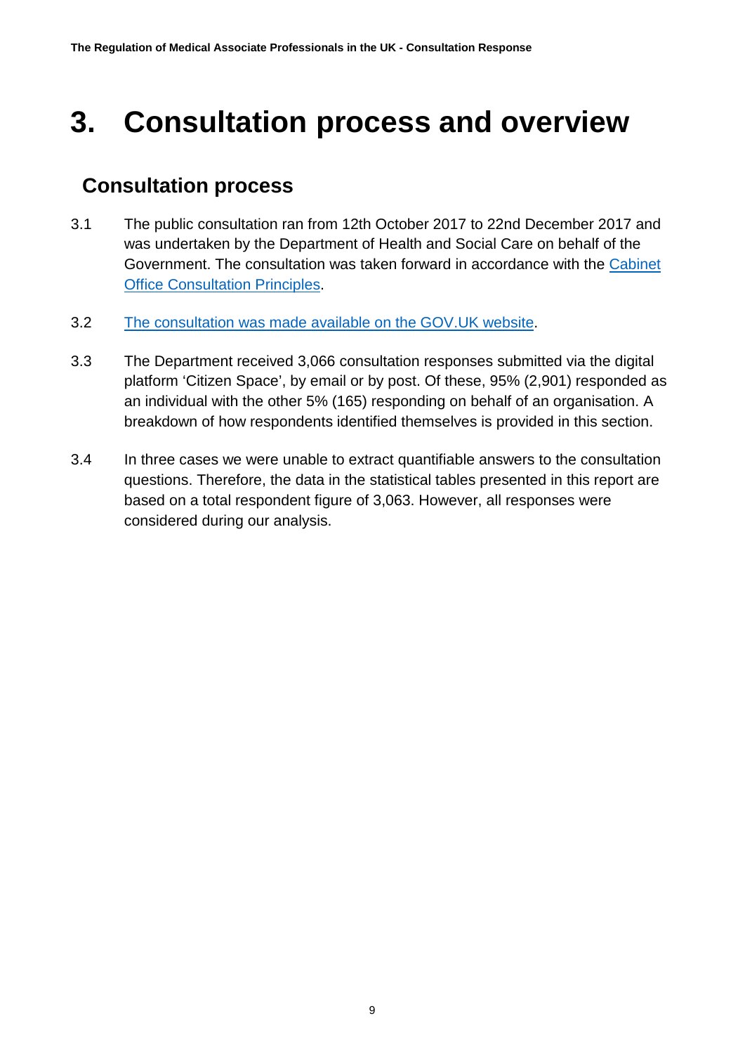# 3. Consultation process and overview

## Consultation process

3.1 The public consultation ran from 12th October 2017 to 22nd December 2017 and was undertaken by the Department of Health and Social Care on behalf of the Government. The consultation was taken forward in accordance with the Cabinet Office Consultation Principles.

3.2 The consultation was made available on the GOV.UK website.

3.3 The Department received 3,066 consultation responses submitted via the digital platform 'Citizen Space', by email or by post. Of these, 95% (2,901) responded as an individual with the other 5% (165) responding on behalf of an organisation. A breakdown of how respondents identified themselves is provided in this section.

3.4 In three cases we were unable to extract quantifiable answers to the consultation questions. Therefore, the data in the statistical tables presented in this report are based on a total respondent figure of 3,063. However, all responses were considered during our analysis.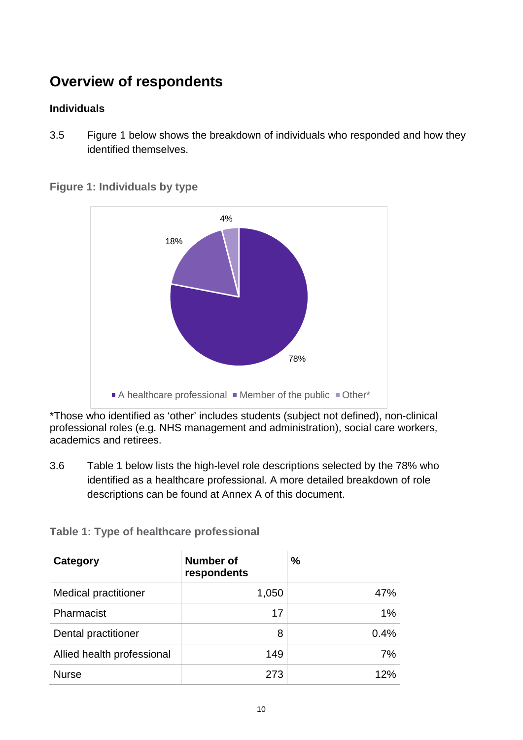## Overview of respondents

### Individuals

3.5 Figure 1 below shows the breakdown of individuals who responded and how they identified themselves.

**Figure 1: Individuals by type**

4%

18%

78%

A healthcare professional · Member of the public · Other*

*Those who identified as 'other' includes students (subject not defined), non-clinical professional roles (e.g. NHS management and administration), social care workers, academics and retirees.

3.6 Table 1 below lists the high-level role descriptions selected by the 78% who identified as a healthcare professional. A more detailed breakdown of role descriptions can be found at Annex A of this document.

**Table 1: Type of healthcare professional**

| Category | Number of respondents | % |
|---|---|---|
| Medical practitioner | 1,050 | 47% |
| Pharmacist | 17 | 1% |
| Dental practitioner | 8 | 0.4% |
| Allied health professional | 149 | 7% |
| Nurse | 273 | 12% |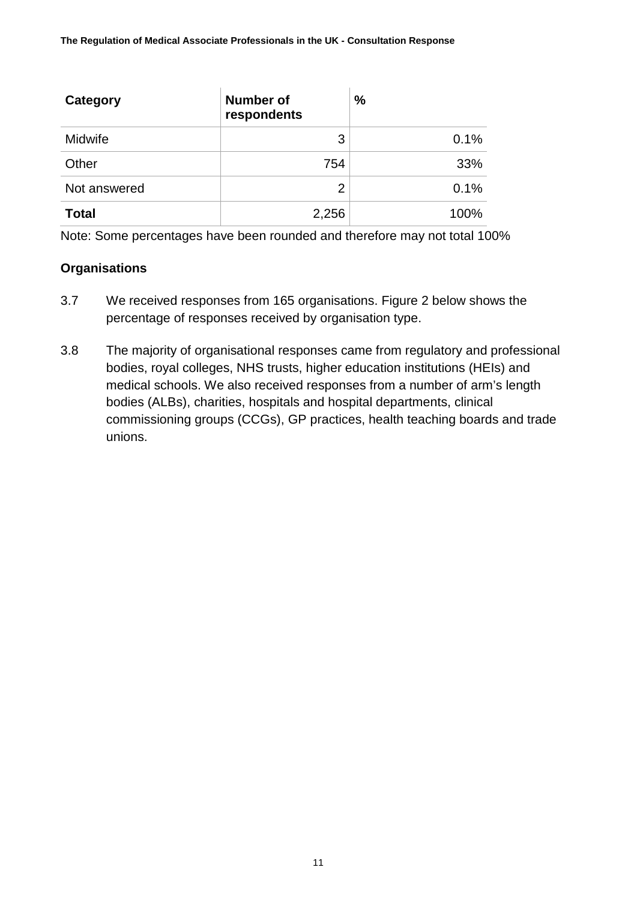| Category | Number of respondents | % |
|---|---|---|
| Midwife | 3 | 0.1% |
| Other | 754 | 33% |
| Not answered | 2 | 0.1% |
| **Total** | 2,256 | 100% |

Note: Some percentages have been rounded and therefore may not total 100%

### Organisations

3.7 We received responses from 165 organisations. Figure 2 below shows the percentage of responses received by organisation type.

3.8 The majority of organisational responses came from regulatory and professional bodies, royal colleges, NHS trusts, higher education institutions (HEIs) and medical schools. We also received responses from a number of arm's length bodies (ALBs), charities, hospitals and hospital departments, clinical commissioning groups (CCGs), GP practices, health teaching boards and trade unions.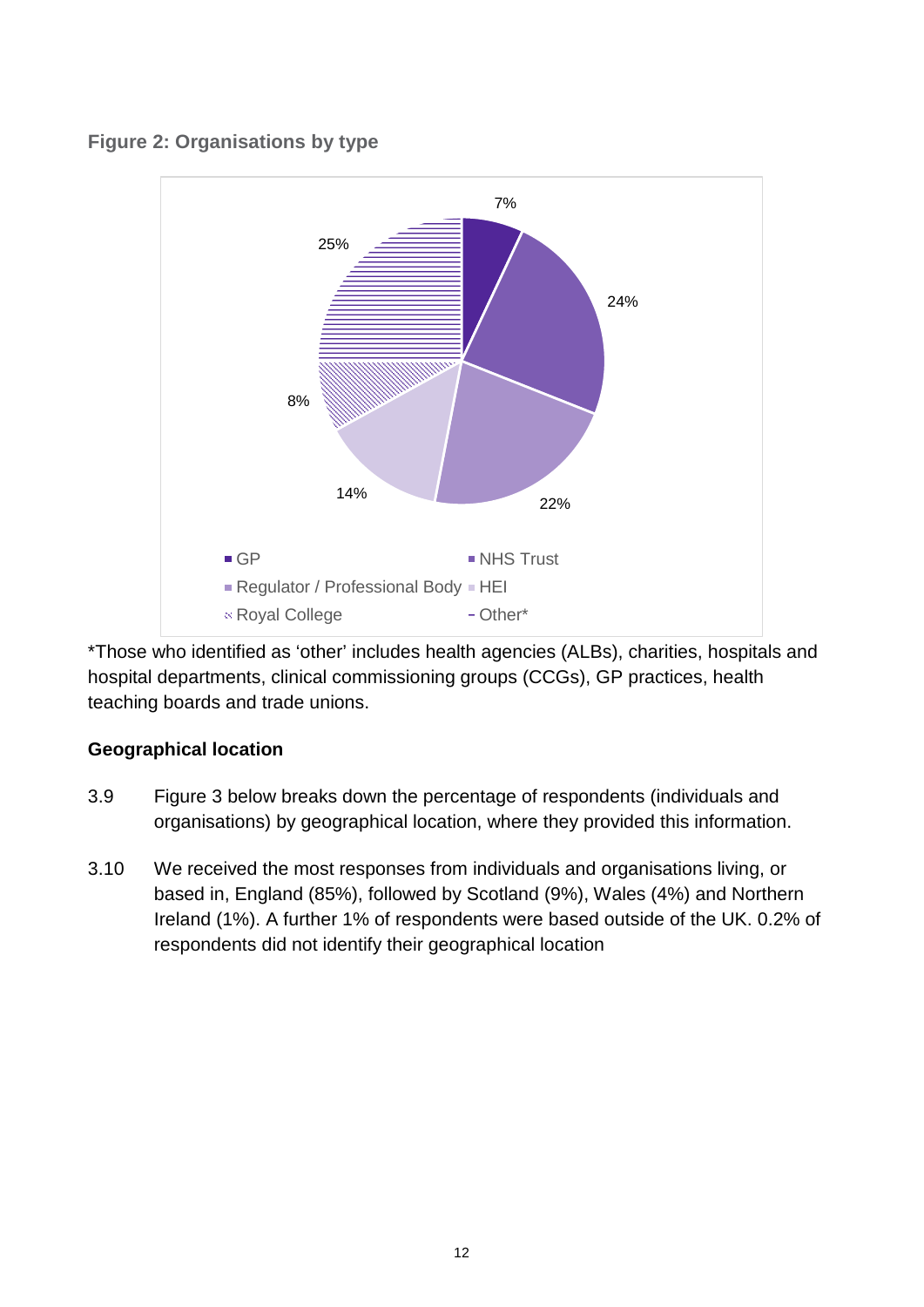**Figure 2: Organisations by type**

7%

24%

22%

14%

8%

25%

GP

NHS Trust

Regulator / Professional Body

HEI

Royal College

Other*

*Those who identified as 'other' includes health agencies (ALBs), charities, hospitals and hospital departments, clinical commissioning groups (CCGs), GP practices, health teaching boards and trade unions.

**Geographical location**

3.9 Figure 3 below breaks down the percentage of respondents (individuals and organisations) by geographical location, where they provided this information.

3.10 We received the most responses from individuals and organisations living, or based in, England (85%), followed by Scotland (9%), Wales (4%) and Northern Ireland (1%). A further 1% of respondents were based outside of the UK. 0.2% of respondents did not identify their geographical location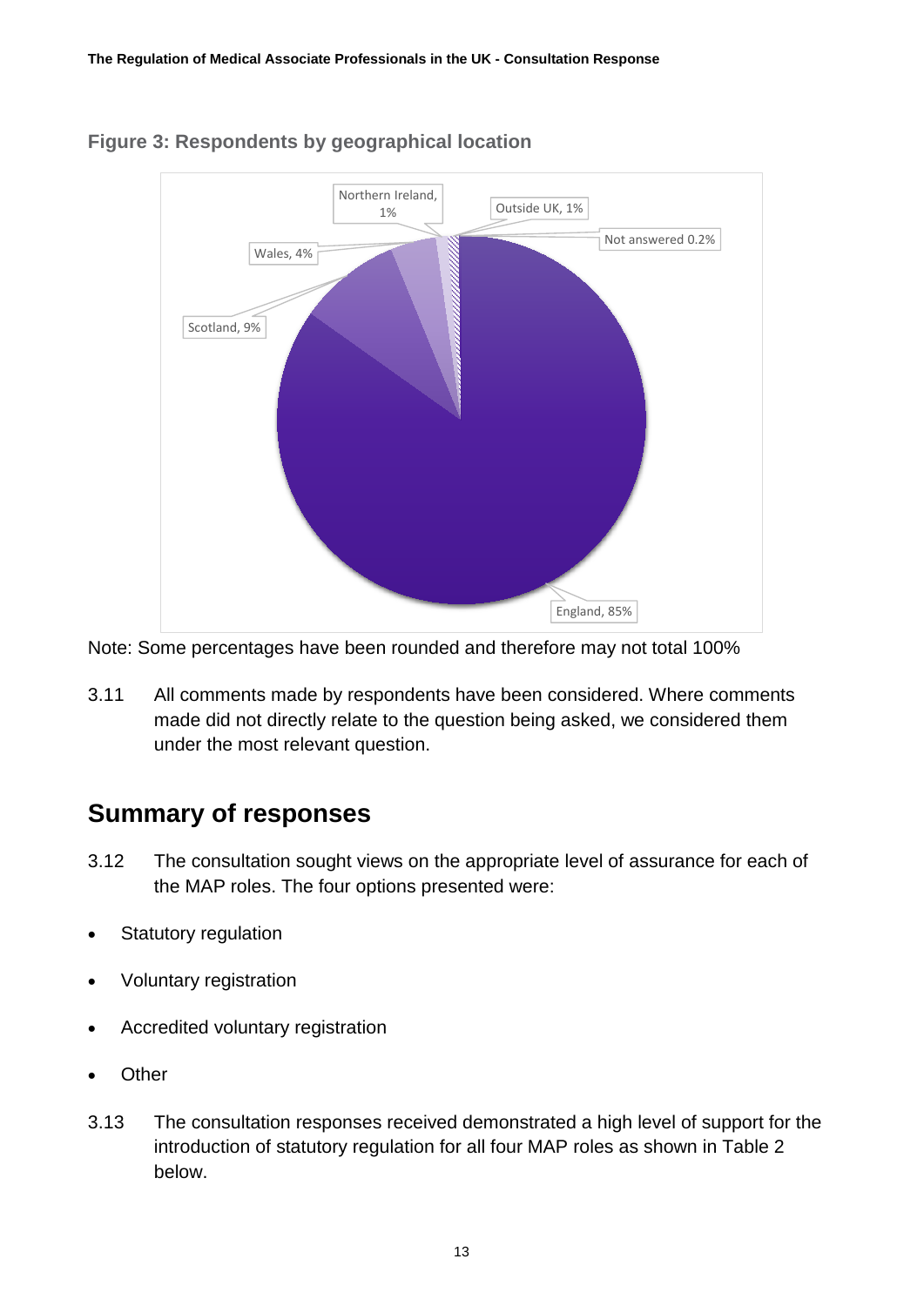**Figure 3: Respondents by geographical location**

Northern Ireland, 1%

Outside UK, 1%

Not answered 0.2%

Wales, 4%

Scotland, 9%

England, 85%

Note: Some percentages have been rounded and therefore may not total 100%

3.11 All comments made by respondents have been considered. Where comments made did not directly relate to the question being asked, we considered them under the most relevant question.

## Summary of responses

3.12 The consultation sought views on the appropriate level of assurance for each of the MAP roles. The four options presented were:

- Statutory regulation
- Voluntary registration
- Accredited voluntary registration
- Other

3.13 The consultation responses received demonstrated a high level of support for the introduction of statutory regulation for all four MAP roles as shown in Table 2 below.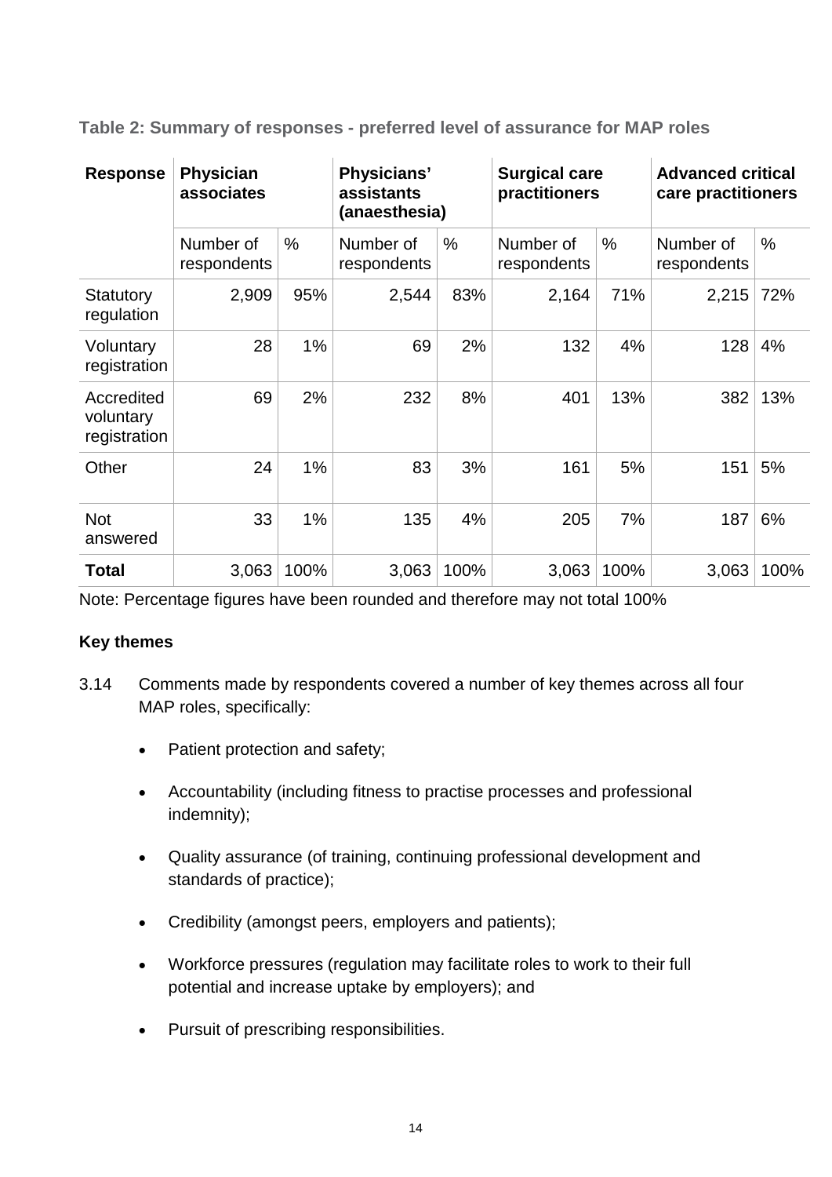**Table 2: Summary of responses - preferred level of assurance for MAP roles**

| Response | Physician associates | | Physicians' assistants (anaesthesia) | | Surgical care practitioners | | Advanced critical care practitioners | |
|---|---|---|---|---|---|---|---|---|
| | Number of respondents | % | Number of respondents | % | Number of respondents | % | Number of respondents | % |
| Statutory regulation | 2,909 | 95% | 2,544 | 83% | 2,164 | 71% | 2,215 | 72% |
| Voluntary registration | 28 | 1% | 69 | 2% | 132 | 4% | 128 | 4% |
| Accredited voluntary registration | 69 | 2% | 232 | 8% | 401 | 13% | 382 | 13% |
| Other | 24 | 1% | 83 | 3% | 161 | 5% | 151 | 5% |
| Not answered | 33 | 1% | 135 | 4% | 205 | 7% | 187 | 6% |
| **Total** | 3,063 | 100% | 3,063 | 100% | 3,063 | 100% | 3,063 | 100% |

Note: Percentage figures have been rounded and therefore may not total 100%

**Key themes**

3.14 Comments made by respondents covered a number of key themes across all four MAP roles, specifically:

- Patient protection and safety;
- Accountability (including fitness to practise processes and professional indemnity);
- Quality assurance (of training, continuing professional development and standards of practice);
- Credibility (amongst peers, employers and patients);
- Workforce pressures (regulation may facilitate roles to work to their full potential and increase uptake by employers); and
- Pursuit of prescribing responsibilities.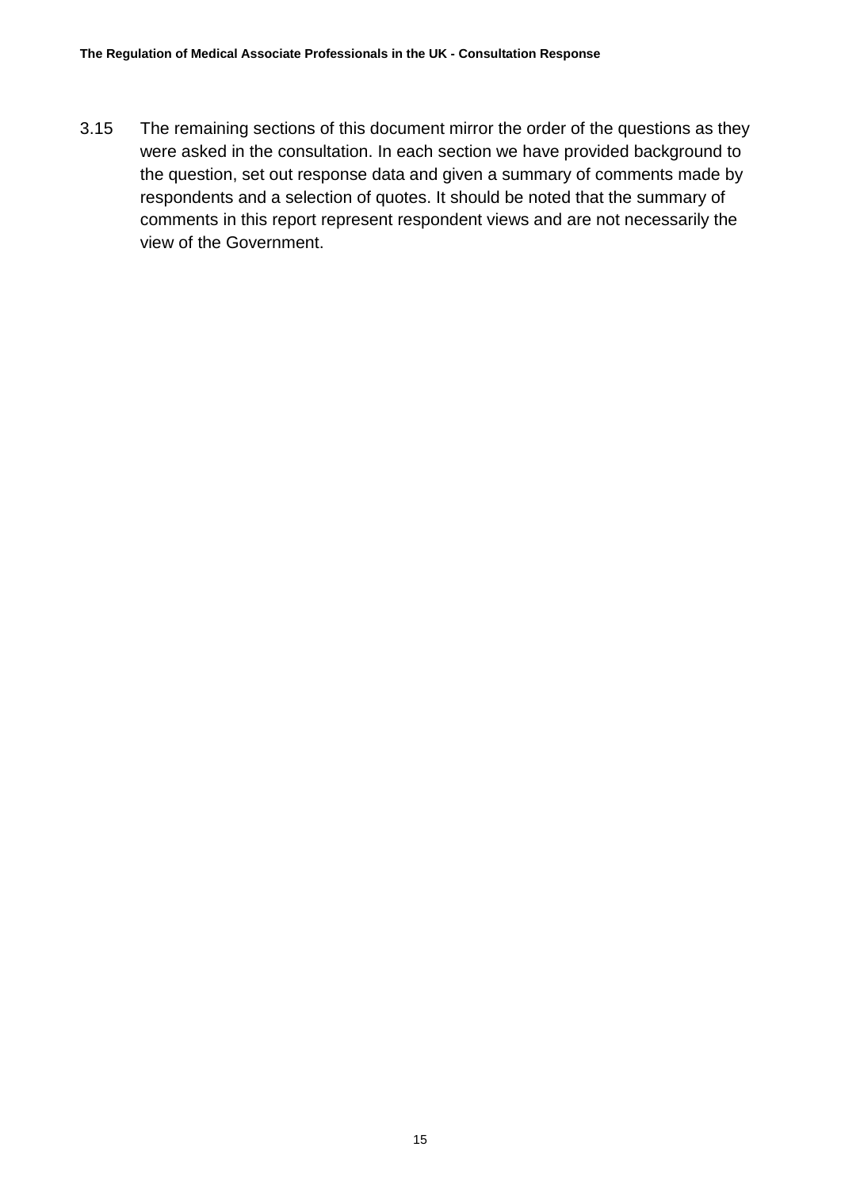3.15 The remaining sections of this document mirror the order of the questions as they were asked in the consultation. In each section we have provided background to the question, set out response data and given a summary of comments made by respondents and a selection of quotes. It should be noted that the summary of comments in this report represent respondent views and are not necessarily the view of the Government.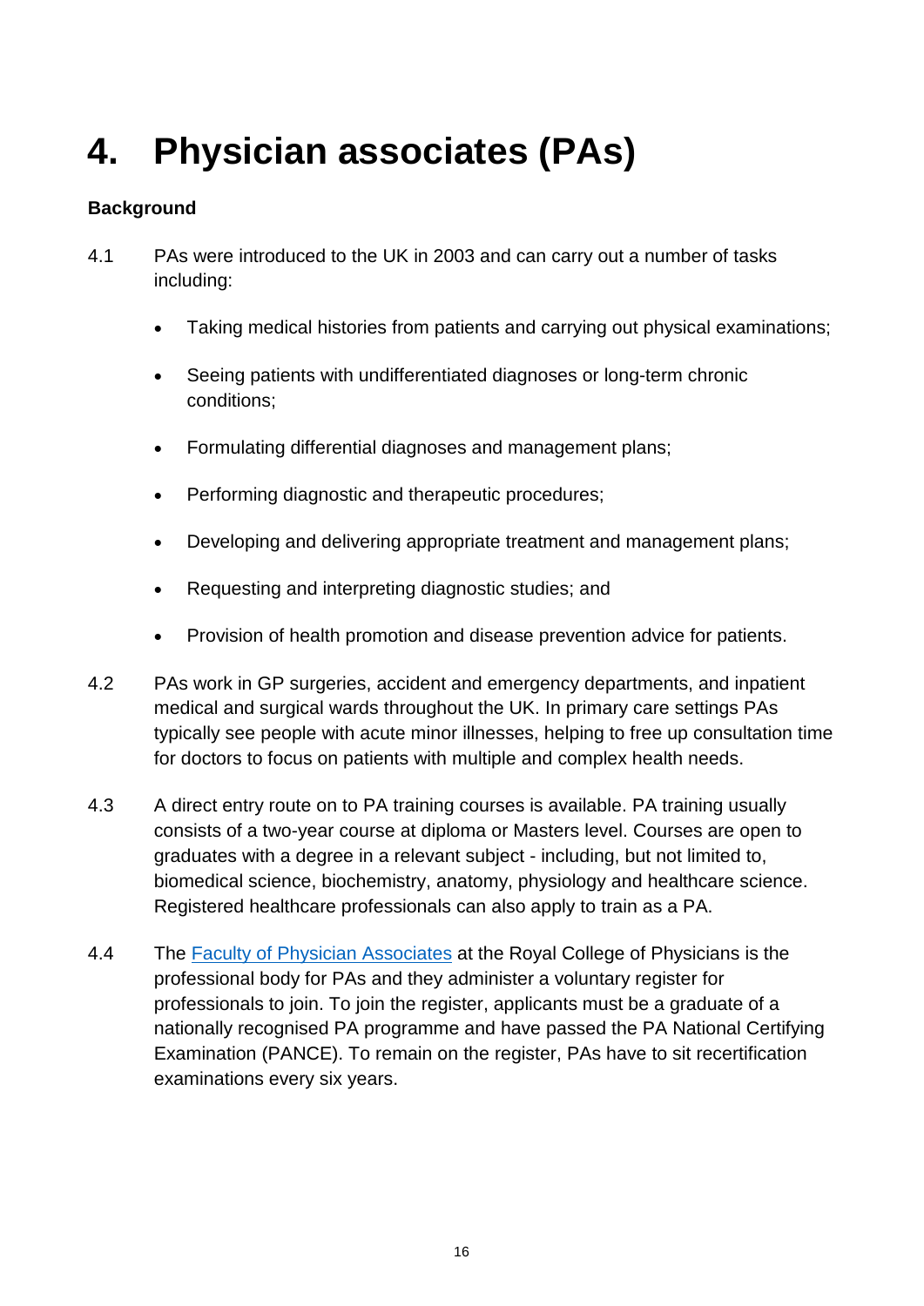# 4. Physician associates (PAs)

**Background**

4.1 PAs were introduced to the UK in 2003 and can carry out a number of tasks including:

- Taking medical histories from patients and carrying out physical examinations;
- Seeing patients with undifferentiated diagnoses or long-term chronic conditions;
- Formulating differential diagnoses and management plans;
- Performing diagnostic and therapeutic procedures;
- Developing and delivering appropriate treatment and management plans;
- Requesting and interpreting diagnostic studies; and
- Provision of health promotion and disease prevention advice for patients.

4.2 PAs work in GP surgeries, accident and emergency departments, and inpatient medical and surgical wards throughout the UK. In primary care settings PAs typically see people with acute minor illnesses, helping to free up consultation time for doctors to focus on patients with multiple and complex health needs.

4.3 A direct entry route on to PA training courses is available. PA training usually consists of a two-year course at diploma or Masters level. Courses are open to graduates with a degree in a relevant subject - including, but not limited to, biomedical science, biochemistry, anatomy, physiology and healthcare science. Registered healthcare professionals can also apply to train as a PA.

4.4 The Faculty of Physician Associates at the Royal College of Physicians is the professional body for PAs and they administer a voluntary register for professionals to join. To join the register, applicants must be a graduate of a nationally recognised PA programme and have passed the PA National Certifying Examination (PANCE). To remain on the register, PAs have to sit recertification examinations every six years.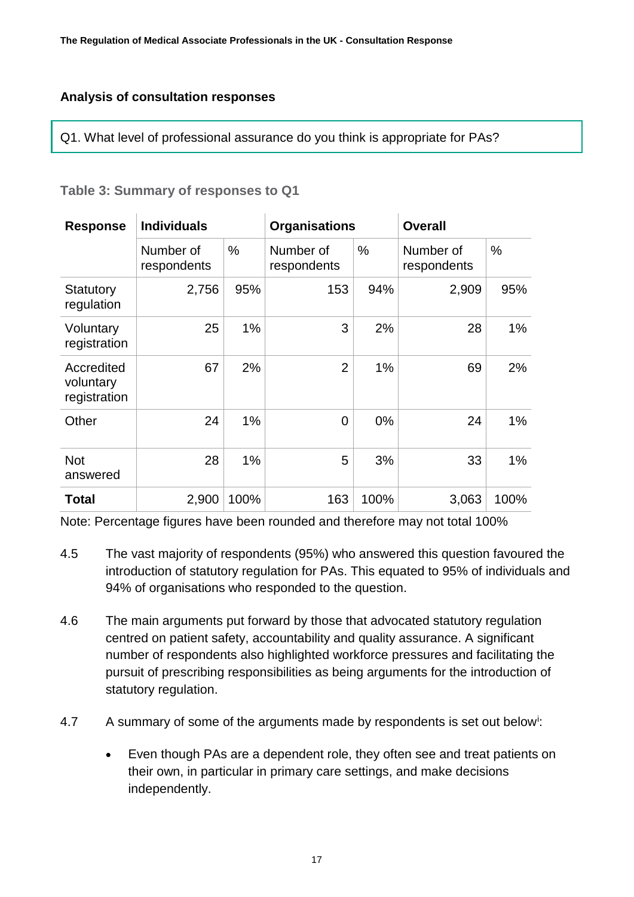## Analysis of consultation responses

Q1. What level of professional assurance do you think is appropriate for PAs?

**Table 3: Summary of responses to Q1**

| Response | Individuals | | Organisations | | Overall | |
|---|---|---|---|---|---|---|
| | Number of respondents | % | Number of respondents | % | Number of respondents | % |
| Statutory regulation | 2,756 | 95% | 153 | 94% | 2,909 | 95% |
| Voluntary registration | 25 | 1% | 3 | 2% | 28 | 1% |
| Accredited voluntary registration | 67 | 2% | 2 | 1% | 69 | 2% |
| Other | 24 | 1% | 0 | 0% | 24 | 1% |
| Not answered | 28 | 1% | 5 | 3% | 33 | 1% |
| **Total** | 2,900 | 100% | 163 | 100% | 3,063 | 100% |

Note: Percentage figures have been rounded and therefore may not total 100%

4.5 The vast majority of respondents (95%) who answered this question favoured the introduction of statutory regulation for PAs. This equated to 95% of individuals and 94% of organisations who responded to the question.

4.6 The main arguments put forward by those that advocated statutory regulation centred on patient safety, accountability and quality assurance. A significant number of respondents also highlighted workforce pressures and facilitating the pursuit of prescribing responsibilities as being arguments for the introduction of statutory regulation.

4.7 A summary of some of the arguments made by respondents is set out below[i]:

- Even though PAs are a dependent role, they often see and treat patients on their own, in particular in primary care settings, and make decisions independently.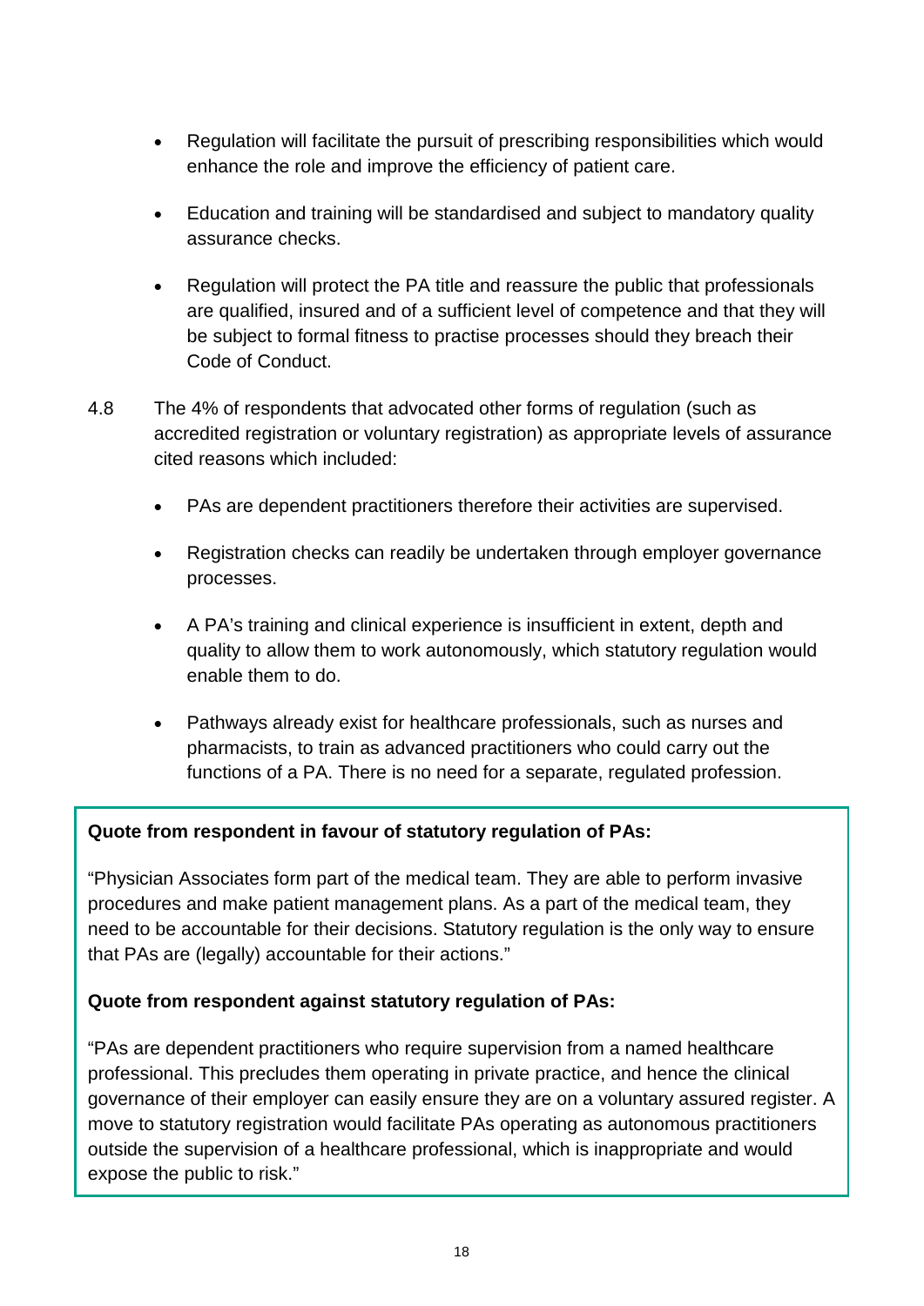- Regulation will facilitate the pursuit of prescribing responsibilities which would enhance the role and improve the efficiency of patient care.
- Education and training will be standardised and subject to mandatory quality assurance checks.
- Regulation will protect the PA title and reassure the public that professionals are qualified, insured and of a sufficient level of competence and that they will be subject to formal fitness to practise processes should they breach their Code of Conduct.

4.8 The 4% of respondents that advocated other forms of regulation (such as accredited registration or voluntary registration) as appropriate levels of assurance cited reasons which included:

- PAs are dependent practitioners therefore their activities are supervised.
- Registration checks can readily be undertaken through employer governance processes.
- A PA's training and clinical experience is insufficient in extent, depth and quality to allow them to work autonomously, which statutory regulation would enable them to do.
- Pathways already exist for healthcare professionals, such as nurses and pharmacists, to train as advanced practitioners who could carry out the functions of a PA. There is no need for a separate, regulated profession.

**Quote from respondent in favour of statutory regulation of PAs:**

"Physician Associates form part of the medical team. They are able to perform invasive procedures and make patient management plans. As a part of the medical team, they need to be accountable for their decisions. Statutory regulation is the only way to ensure that PAs are (legally) accountable for their actions."

**Quote from respondent against statutory regulation of PAs:**

"PAs are dependent practitioners who require supervision from a named healthcare professional. This precludes them operating in private practice, and hence the clinical governance of their employer can easily ensure they are on a voluntary assured register. A move to statutory registration would facilitate PAs operating as autonomous practitioners outside the supervision of a healthcare professional, which is inappropriate and would expose the public to risk."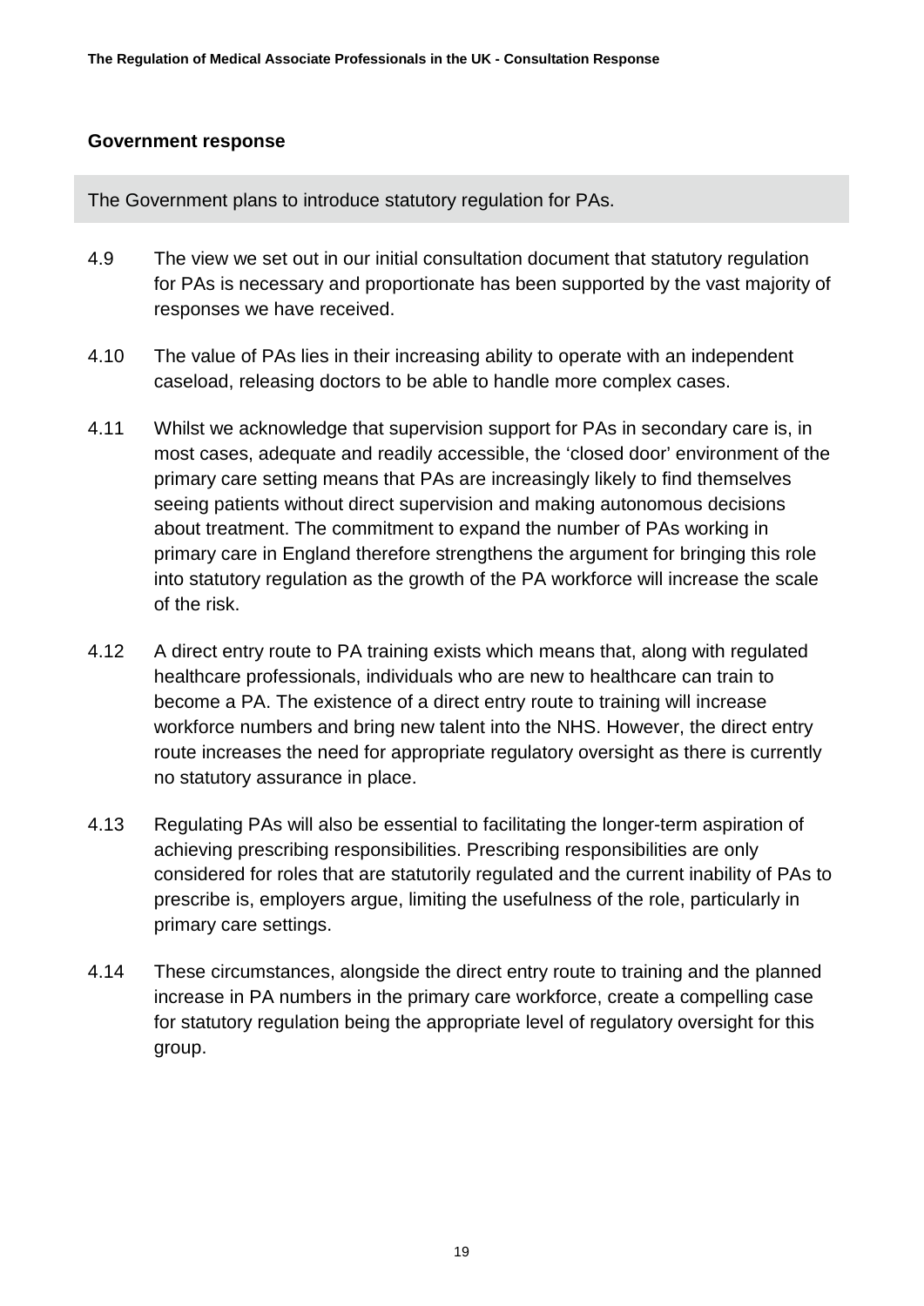### Government response

The Government plans to introduce statutory regulation for PAs.

4.9 The view we set out in our initial consultation document that statutory regulation for PAs is necessary and proportionate has been supported by the vast majority of responses we have received.

4.10 The value of PAs lies in their increasing ability to operate with an independent caseload, releasing doctors to be able to handle more complex cases.

4.11 Whilst we acknowledge that supervision support for PAs in secondary care is, in most cases, adequate and readily accessible, the 'closed door' environment of the primary care setting means that PAs are increasingly likely to find themselves seeing patients without direct supervision and making autonomous decisions about treatment. The commitment to expand the number of PAs working in primary care in England therefore strengthens the argument for bringing this role into statutory regulation as the growth of the PA workforce will increase the scale of the risk.

4.12 A direct entry route to PA training exists which means that, along with regulated healthcare professionals, individuals who are new to healthcare can train to become a PA. The existence of a direct entry route to training will increase workforce numbers and bring new talent into the NHS. However, the direct entry route increases the need for appropriate regulatory oversight as there is currently no statutory assurance in place.

4.13 Regulating PAs will also be essential to facilitating the longer-term aspiration of achieving prescribing responsibilities. Prescribing responsibilities are only considered for roles that are statutorily regulated and the current inability of PAs to prescribe is, employers argue, limiting the usefulness of the role, particularly in primary care settings.

4.14 These circumstances, alongside the direct entry route to training and the planned increase in PA numbers in the primary care workforce, create a compelling case for statutory regulation being the appropriate level of regulatory oversight for this group.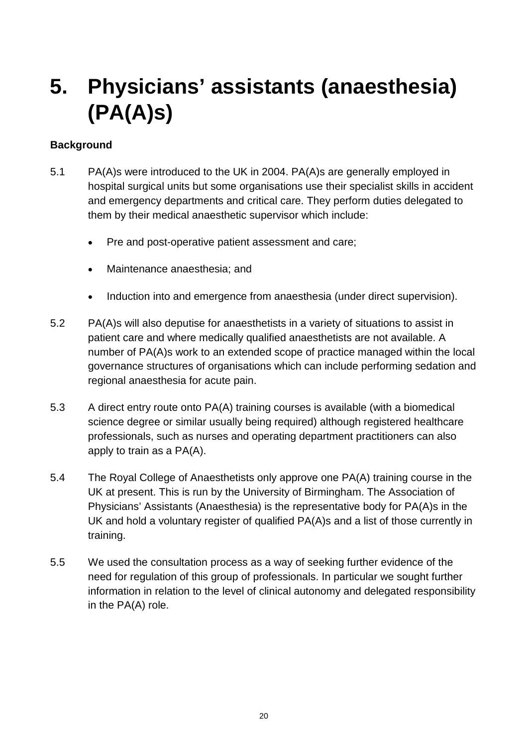# 5. Physicians' assistants (anaesthesia) (PA(A)s)

**Background**

5.1 PA(A)s were introduced to the UK in 2004. PA(A)s are generally employed in hospital surgical units but some organisations use their specialist skills in accident and emergency departments and critical care. They perform duties delegated to them by their medical anaesthetic supervisor which include:

- Pre and post-operative patient assessment and care;
- Maintenance anaesthesia; and
- Induction into and emergence from anaesthesia (under direct supervision).

5.2 PA(A)s will also deputise for anaesthetists in a variety of situations to assist in patient care and where medically qualified anaesthetists are not available. A number of PA(A)s work to an extended scope of practice managed within the local governance structures of organisations which can include performing sedation and regional anaesthesia for acute pain.

5.3 A direct entry route onto PA(A) training courses is available (with a biomedical science degree or similar usually being required) although registered healthcare professionals, such as nurses and operating department practitioners can also apply to train as a PA(A).

5.4 The Royal College of Anaesthetists only approve one PA(A) training course in the UK at present. This is run by the University of Birmingham. The Association of Physicians' Assistants (Anaesthesia) is the representative body for PA(A)s in the UK and hold a voluntary register of qualified PA(A)s and a list of those currently in training.

5.5 We used the consultation process as a way of seeking further evidence of the need for regulation of this group of professionals. In particular we sought further information in relation to the level of clinical autonomy and delegated responsibility in the PA(A) role.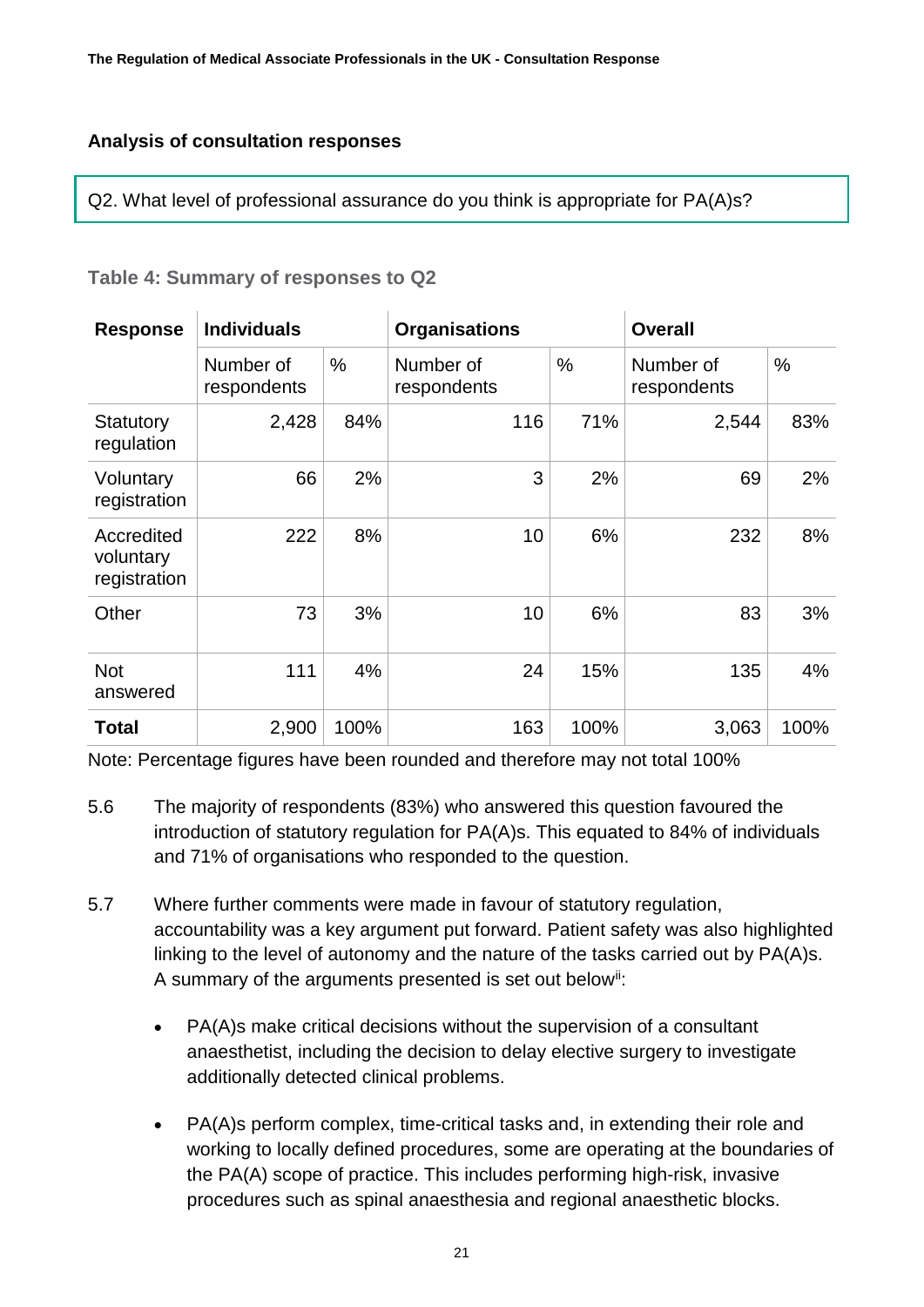## Analysis of consultation responses

Q2. What level of professional assurance do you think is appropriate for PA(A)s?

**Table 4: Summary of responses to Q2**

| Response | Individuals | | Organisations | | Overall | |
|---|---|---|---|---|---|---|
| | Number of respondents | % | Number of respondents | % | Number of respondents | % |
| Statutory regulation | 2,428 | 84% | 116 | 71% | 2,544 | 83% |
| Voluntary registration | 66 | 2% | 3 | 2% | 69 | 2% |
| Accredited voluntary registration | 222 | 8% | 10 | 6% | 232 | 8% |
| Other | 73 | 3% | 10 | 6% | 83 | 3% |
| Not answered | 111 | 4% | 24 | 15% | 135 | 4% |
| **Total** | 2,900 | 100% | 163 | 100% | 3,063 | 100% |

Note: Percentage figures have been rounded and therefore may not total 100%

5.6 The majority of respondents (83%) who answered this question favoured the introduction of statutory regulation for PA(A)s. This equated to 84% of individuals and 71% of organisations who responded to the question.

5.7 Where further comments were made in favour of statutory regulation, accountability was a key argument put forward. Patient safety was also highlighted linking to the level of autonomy and the nature of the tasks carried out by PA(A)s. A summary of the arguments presented is set out below[ii]:

- PA(A)s make critical decisions without the supervision of a consultant anaesthetist, including the decision to delay elective surgery to investigate additionally detected clinical problems.
- PA(A)s perform complex, time-critical tasks and, in extending their role and working to locally defined procedures, some are operating at the boundaries of the PA(A) scope of practice. This includes performing high-risk, invasive procedures such as spinal anaesthesia and regional anaesthetic blocks.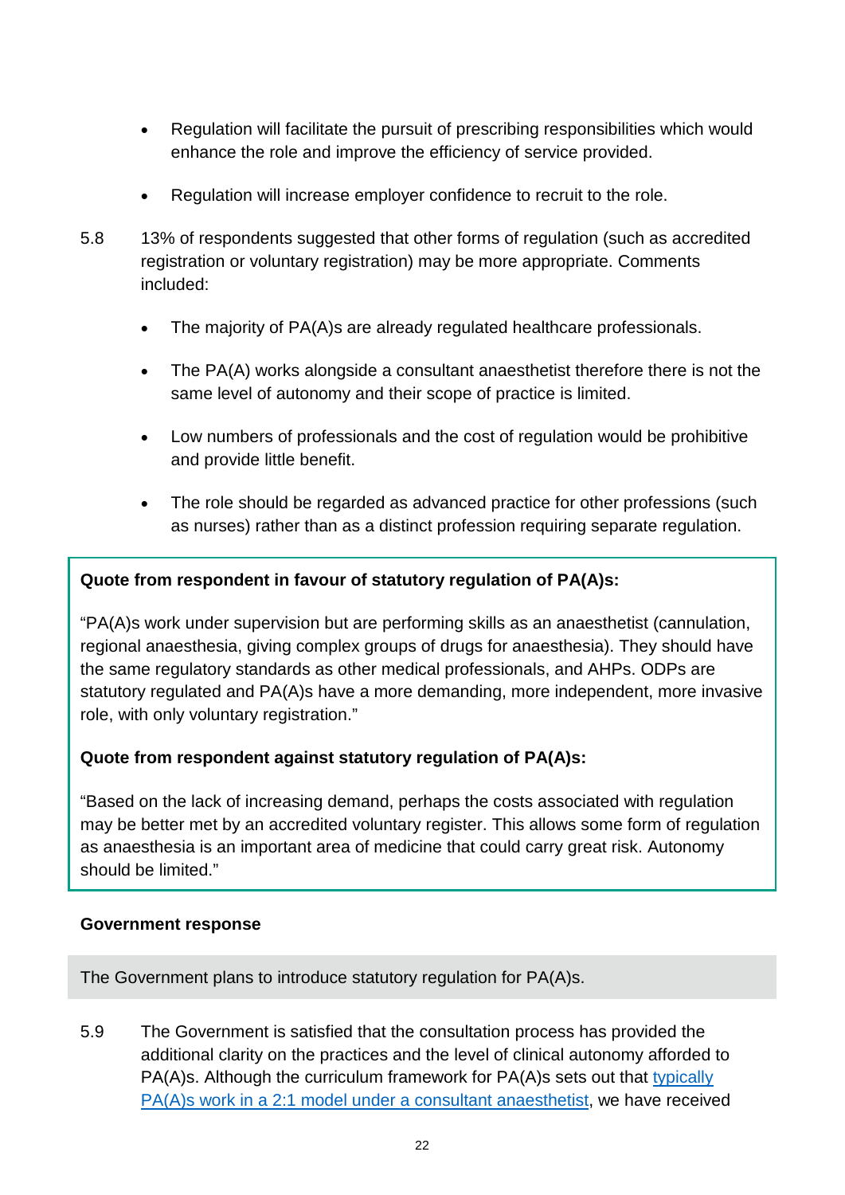- Regulation will facilitate the pursuit of prescribing responsibilities which would enhance the role and improve the efficiency of service provided.
- Regulation will increase employer confidence to recruit to the role.

5.8 13% of respondents suggested that other forms of regulation (such as accredited registration or voluntary registration) may be more appropriate. Comments included:

- The majority of PA(A)s are already regulated healthcare professionals.
- The PA(A) works alongside a consultant anaesthetist therefore there is not the same level of autonomy and their scope of practice is limited.
- Low numbers of professionals and the cost of regulation would be prohibitive and provide little benefit.
- The role should be regarded as advanced practice for other professions (such as nurses) rather than as a distinct profession requiring separate regulation.

**Quote from respondent in favour of statutory regulation of PA(A)s:**

"PA(A)s work under supervision but are performing skills as an anaesthetist (cannulation, regional anaesthesia, giving complex groups of drugs for anaesthesia). They should have the same regulatory standards as other medical professionals, and AHPs. ODPs are statutory regulated and PA(A)s have a more demanding, more independent, more invasive role, with only voluntary registration."

**Quote from respondent against statutory regulation of PA(A)s:**

"Based on the lack of increasing demand, perhaps the costs associated with regulation may be better met by an accredited voluntary register. This allows some form of regulation as anaesthesia is an important area of medicine that could carry great risk. Autonomy should be limited."

**Government response**

The Government plans to introduce statutory regulation for PA(A)s.

5.9 The Government is satisfied that the consultation process has provided the additional clarity on the practices and the level of clinical autonomy afforded to PA(A)s. Although the curriculum framework for PA(A)s sets out that [typically PA(A)s work in a 2:1 model under a consultant anaesthetist], we have received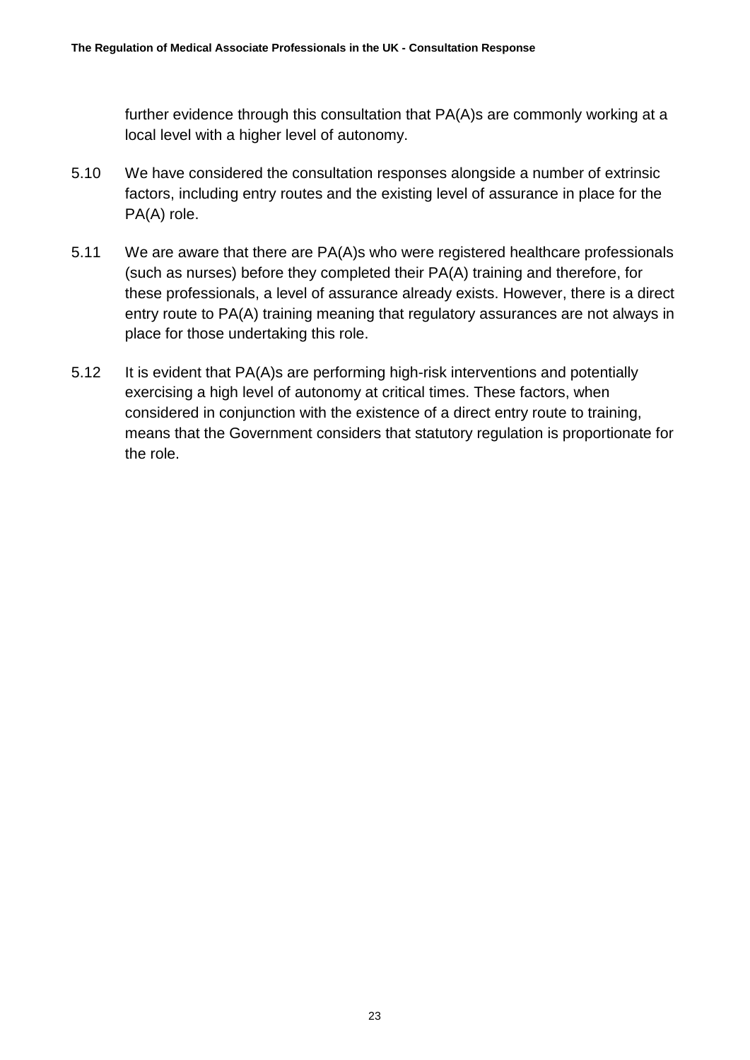further evidence through this consultation that PA(A)s are commonly working at a local level with a higher level of autonomy.

5.10 We have considered the consultation responses alongside a number of extrinsic factors, including entry routes and the existing level of assurance in place for the PA(A) role.

5.11 We are aware that there are PA(A)s who were registered healthcare professionals (such as nurses) before they completed their PA(A) training and therefore, for these professionals, a level of assurance already exists. However, there is a direct entry route to PA(A) training meaning that regulatory assurances are not always in place for those undertaking this role.

5.12 It is evident that PA(A)s are performing high-risk interventions and potentially exercising a high level of autonomy at critical times. These factors, when considered in conjunction with the existence of a direct entry route to training, means that the Government considers that statutory regulation is proportionate for the role.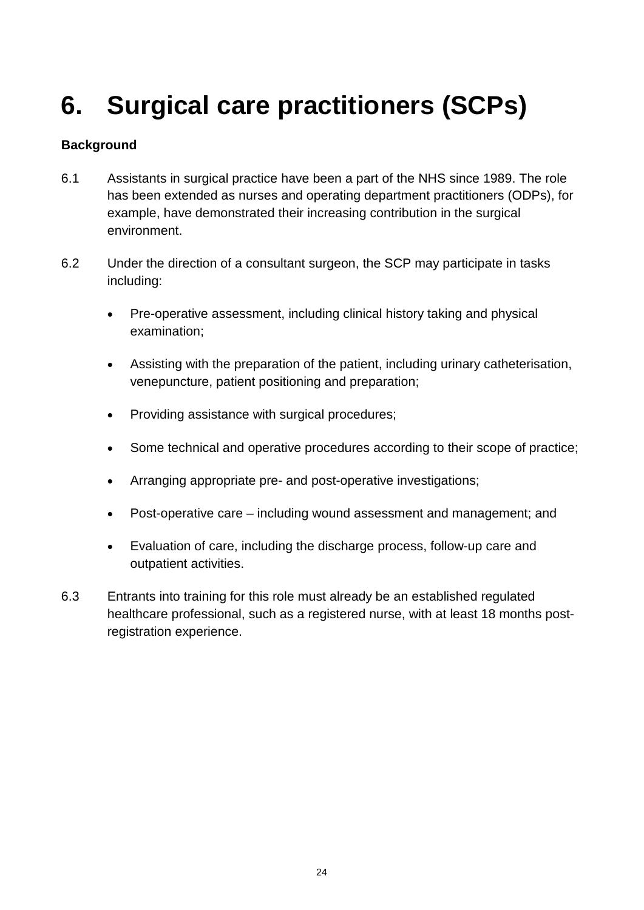# 6. Surgical care practitioners (SCPs)

**Background**

6.1 Assistants in surgical practice have been a part of the NHS since 1989. The role has been extended as nurses and operating department practitioners (ODPs), for example, have demonstrated their increasing contribution in the surgical environment.

6.2 Under the direction of a consultant surgeon, the SCP may participate in tasks including:

- Pre-operative assessment, including clinical history taking and physical examination;
- Assisting with the preparation of the patient, including urinary catheterisation, venepuncture, patient positioning and preparation;
- Providing assistance with surgical procedures;
- Some technical and operative procedures according to their scope of practice;
- Arranging appropriate pre- and post-operative investigations;
- Post-operative care – including wound assessment and management; and
- Evaluation of care, including the discharge process, follow-up care and outpatient activities.

6.3 Entrants into training for this role must already be an established regulated healthcare professional, such as a registered nurse, with at least 18 months post-registration experience.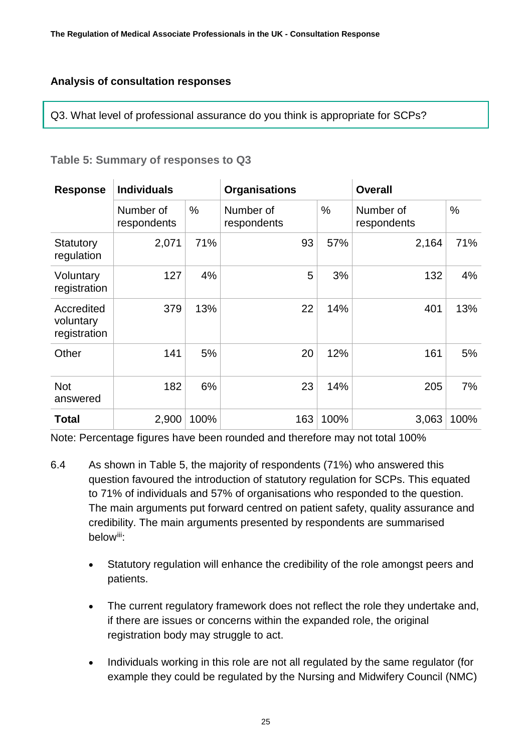### Analysis of consultation responses

Q3. What level of professional assurance do you think is appropriate for SCPs?

**Table 5: Summary of responses to Q3**

| Response | Individuals | | Organisations | | Overall | |
|---|---|---|---|---|---|---|
| | Number of respondents | % | Number of respondents | % | Number of respondents | % |
| Statutory regulation | 2,071 | 71% | 93 | 57% | 2,164 | 71% |
| Voluntary registration | 127 | 4% | 5 | 3% | 132 | 4% |
| Accredited voluntary registration | 379 | 13% | 22 | 14% | 401 | 13% |
| Other | 141 | 5% | 20 | 12% | 161 | 5% |
| Not answered | 182 | 6% | 23 | 14% | 205 | 7% |
| **Total** | 2,900 | 100% | 163 | 100% | 3,063 | 100% |

Note: Percentage figures have been rounded and therefore may not total 100%

6.4 As shown in Table 5, the majority of respondents (71%) who answered this question favoured the introduction of statutory regulation for SCPs. This equated to 71% of individuals and 57% of organisations who responded to the question. The main arguments put forward centred on patient safety, quality assurance and credibility. The main arguments presented by respondents are summarised below[iii]:

- Statutory regulation will enhance the credibility of the role amongst peers and patients.
- The current regulatory framework does not reflect the role they undertake and, if there are issues or concerns within the expanded role, the original registration body may struggle to act.
- Individuals working in this role are not all regulated by the same regulator (for example they could be regulated by the Nursing and Midwifery Council (NMC)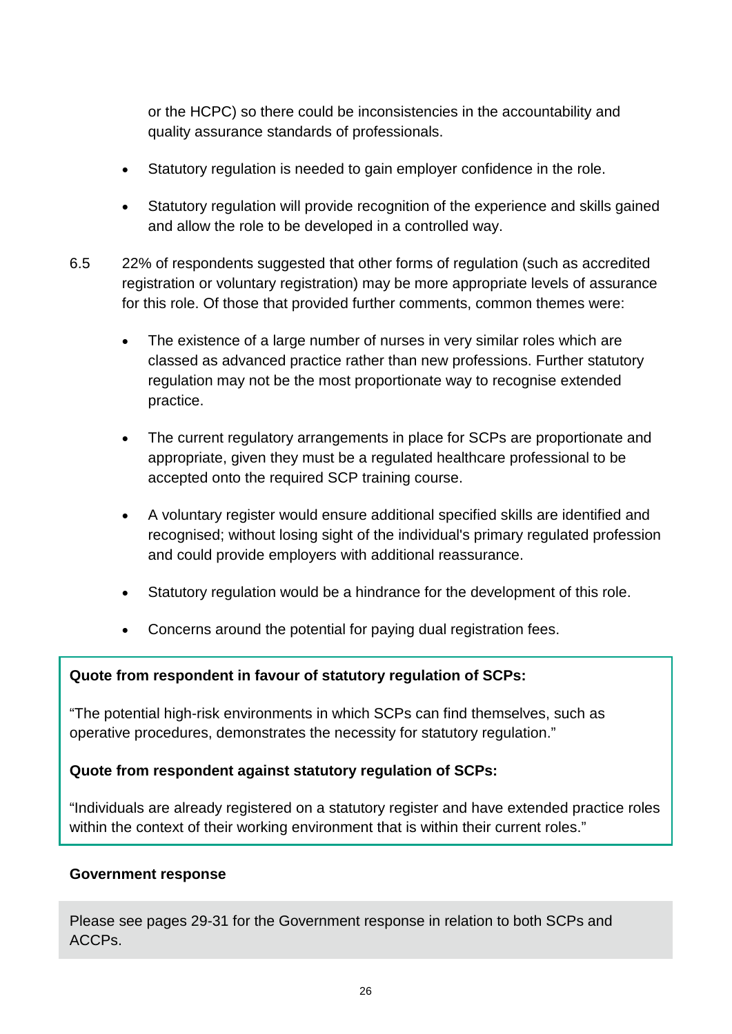or the HCPC) so there could be inconsistencies in the accountability and quality assurance standards of professionals.

- Statutory regulation is needed to gain employer confidence in the role.
- Statutory regulation will provide recognition of the experience and skills gained and allow the role to be developed in a controlled way.

6.5 22% of respondents suggested that other forms of regulation (such as accredited registration or voluntary registration) may be more appropriate levels of assurance for this role. Of those that provided further comments, common themes were:

- The existence of a large number of nurses in very similar roles which are classed as advanced practice rather than new professions. Further statutory regulation may not be the most proportionate way to recognise extended practice.
- The current regulatory arrangements in place for SCPs are proportionate and appropriate, given they must be a regulated healthcare professional to be accepted onto the required SCP training course.
- A voluntary register would ensure additional specified skills are identified and recognised; without losing sight of the individual's primary regulated profession and could provide employers with additional reassurance.
- Statutory regulation would be a hindrance for the development of this role.
- Concerns around the potential for paying dual registration fees.

**Quote from respondent in favour of statutory regulation of SCPs:**

"The potential high-risk environments in which SCPs can find themselves, such as operative procedures, demonstrates the necessity for statutory regulation."

**Quote from respondent against statutory regulation of SCPs:**

"Individuals are already registered on a statutory register and have extended practice roles within the context of their working environment that is within their current roles."

**Government response**

Please see pages 29-31 for the Government response in relation to both SCPs and ACCPs.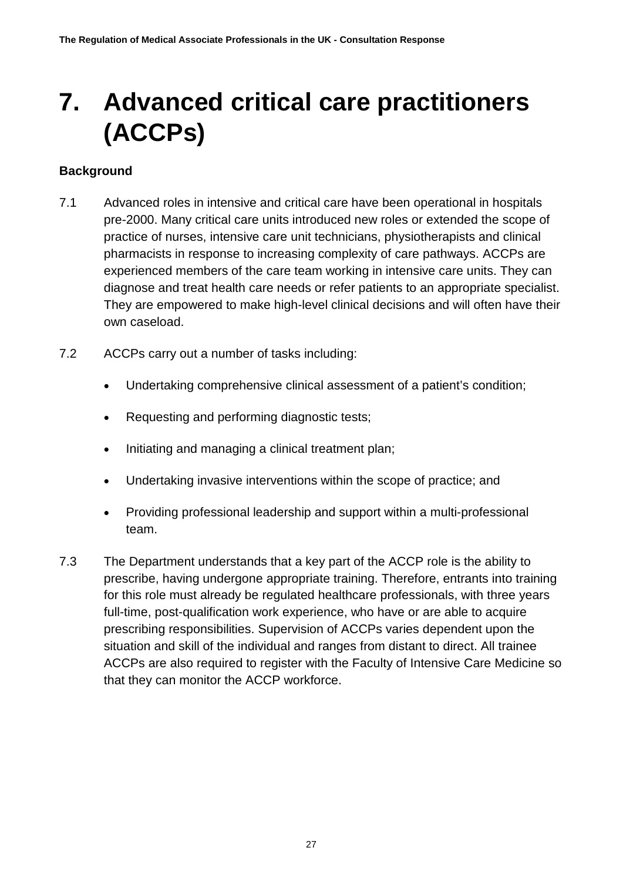# 7. Advanced critical care practitioners (ACCPs)

### Background

7.1 Advanced roles in intensive and critical care have been operational in hospitals pre-2000. Many critical care units introduced new roles or extended the scope of practice of nurses, intensive care unit technicians, physiotherapists and clinical pharmacists in response to increasing complexity of care pathways. ACCPs are experienced members of the care team working in intensive care units. They can diagnose and treat health care needs or refer patients to an appropriate specialist. They are empowered to make high-level clinical decisions and will often have their own caseload.

7.2 ACCPs carry out a number of tasks including:

- Undertaking comprehensive clinical assessment of a patient's condition;
- Requesting and performing diagnostic tests;
- Initiating and managing a clinical treatment plan;
- Undertaking invasive interventions within the scope of practice; and
- Providing professional leadership and support within a multi-professional team.

7.3 The Department understands that a key part of the ACCP role is the ability to prescribe, having undergone appropriate training. Therefore, entrants into training for this role must already be regulated healthcare professionals, with three years full-time, post-qualification work experience, who have or are able to acquire prescribing responsibilities. Supervision of ACCPs varies dependent upon the situation and skill of the individual and ranges from distant to direct. All trainee ACCPs are also required to register with the Faculty of Intensive Care Medicine so that they can monitor the ACCP workforce.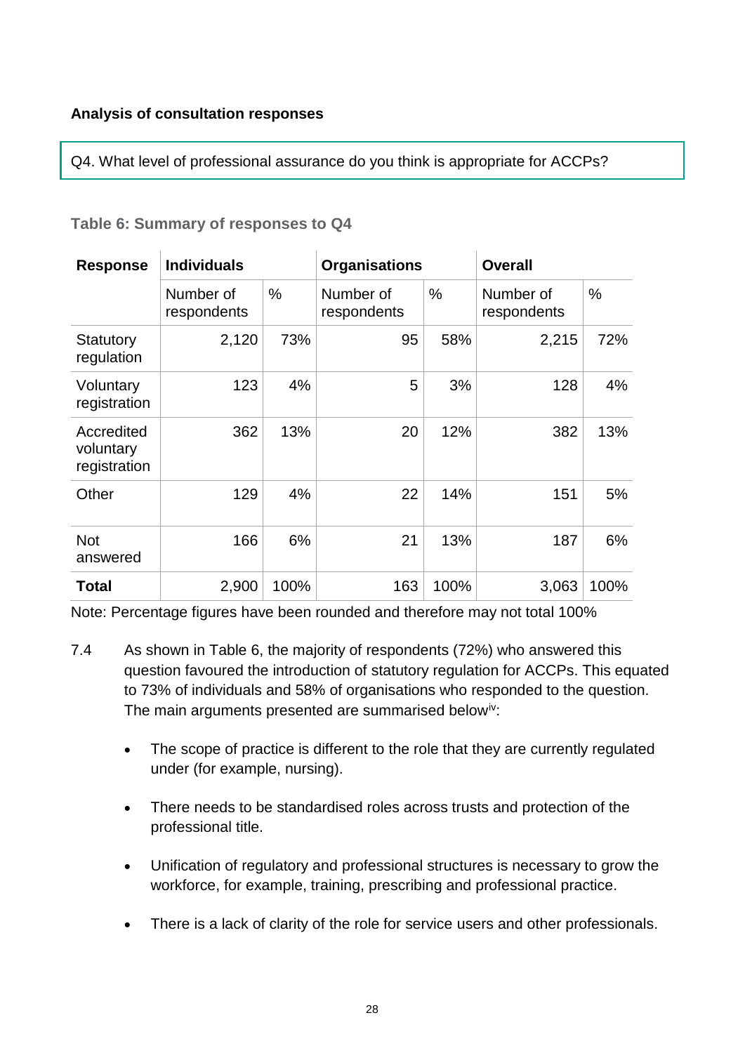**Analysis of consultation responses**

Q4. What level of professional assurance do you think is appropriate for ACCPs?

**Table 6: Summary of responses to Q4**

| Response | Individuals | | Organisations | | Overall | |
|---|---|---|---|---|---|---|
| | Number of respondents | % | Number of respondents | % | Number of respondents | % |
| Statutory regulation | 2,120 | 73% | 95 | 58% | 2,215 | 72% |
| Voluntary registration | 123 | 4% | 5 | 3% | 128 | 4% |
| Accredited voluntary registration | 362 | 13% | 20 | 12% | 382 | 13% |
| Other | 129 | 4% | 22 | 14% | 151 | 5% |
| Not answered | 166 | 6% | 21 | 13% | 187 | 6% |
| **Total** | 2,900 | 100% | 163 | 100% | 3,063 | 100% |

Note: Percentage figures have been rounded and therefore may not total 100%

7.4 As shown in Table 6, the majority of respondents (72%) who answered this question favoured the introduction of statutory regulation for ACCPs. This equated to 73% of individuals and 58% of organisations who responded to the question. The main arguments presented are summarised below[iv]:

- The scope of practice is different to the role that they are currently regulated under (for example, nursing).
- There needs to be standardised roles across trusts and protection of the professional title.
- Unification of regulatory and professional structures is necessary to grow the workforce, for example, training, prescribing and professional practice.
- There is a lack of clarity of the role for service users and other professionals.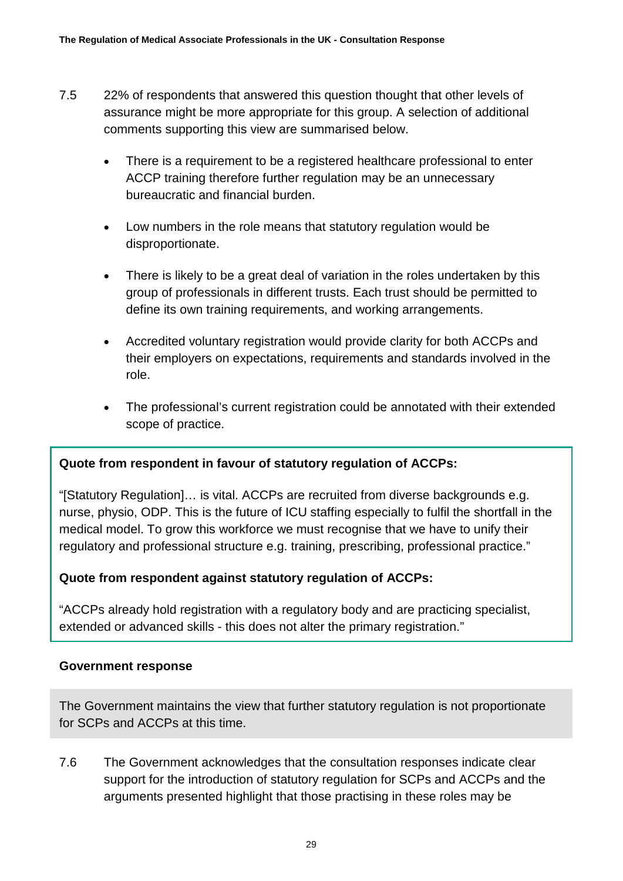7.5 22% of respondents that answered this question thought that other levels of assurance might be more appropriate for this group. A selection of additional comments supporting this view are summarised below.

- There is a requirement to be a registered healthcare professional to enter ACCP training therefore further regulation may be an unnecessary bureaucratic and financial burden.
- Low numbers in the role means that statutory regulation would be disproportionate.
- There is likely to be a great deal of variation in the roles undertaken by this group of professionals in different trusts. Each trust should be permitted to define its own training requirements, and working arrangements.
- Accredited voluntary registration would provide clarity for both ACCPs and their employers on expectations, requirements and standards involved in the role.
- The professional's current registration could be annotated with their extended scope of practice.

**Quote from respondent in favour of statutory regulation of ACCPs:**

"[Statutory Regulation]… is vital. ACCPs are recruited from diverse backgrounds e.g. nurse, physio, ODP. This is the future of ICU staffing especially to fulfil the shortfall in the medical model. To grow this workforce we must recognise that we have to unify their regulatory and professional structure e.g. training, prescribing, professional practice."

**Quote from respondent against statutory regulation of ACCPs:**

"ACCPs already hold registration with a regulatory body and are practicing specialist, extended or advanced skills - this does not alter the primary registration."

**Government response**

The Government maintains the view that further statutory regulation is not proportionate for SCPs and ACCPs at this time.

7.6 The Government acknowledges that the consultation responses indicate clear support for the introduction of statutory regulation for SCPs and ACCPs and the arguments presented highlight that those practising in these roles may be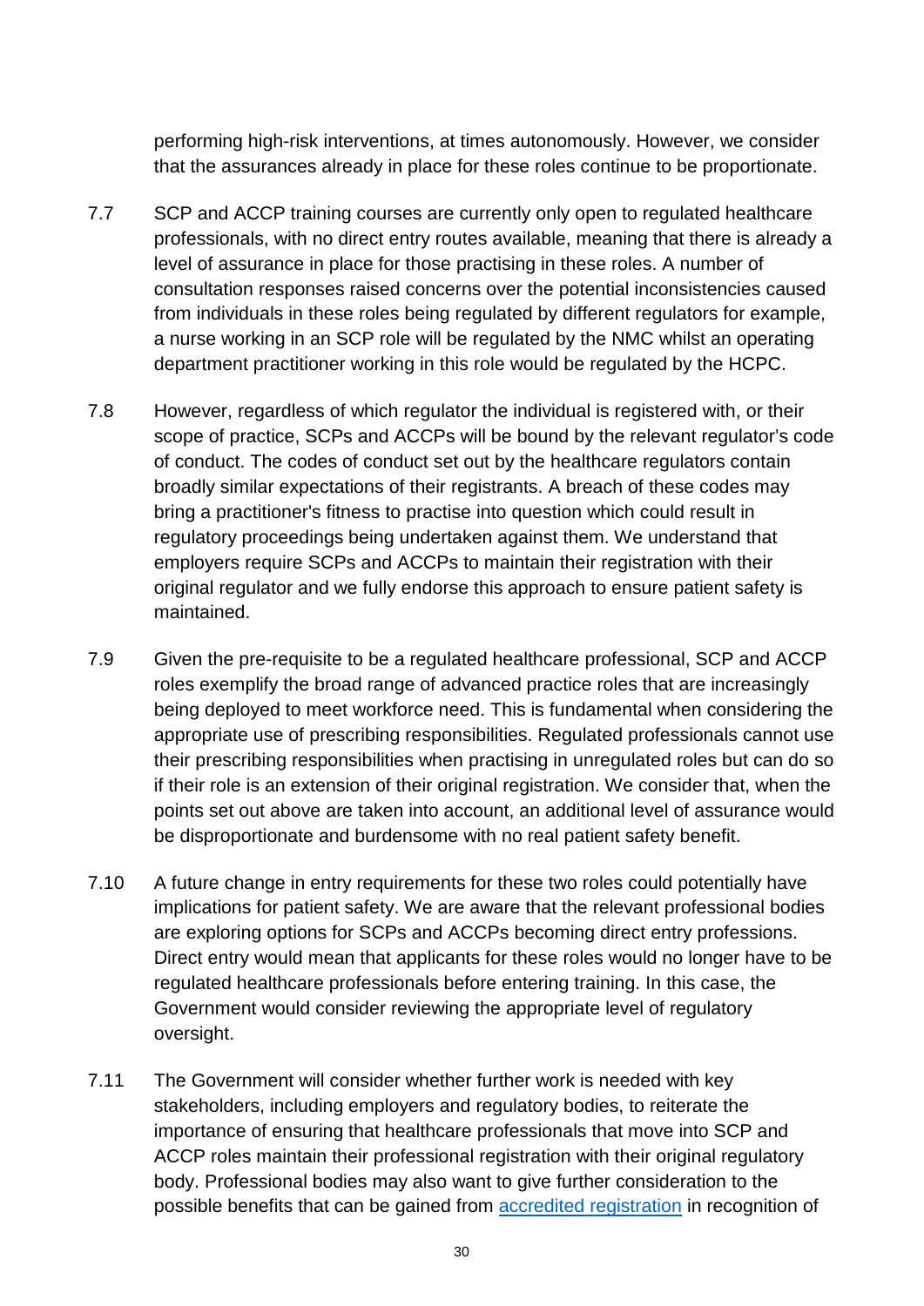performing high-risk interventions, at times autonomously. However, we consider that the assurances already in place for these roles continue to be proportionate.

7.7 SCP and ACCP training courses are currently only open to regulated healthcare professionals, with no direct entry routes available, meaning that there is already a level of assurance in place for those practising in these roles. A number of consultation responses raised concerns over the potential inconsistencies caused from individuals in these roles being regulated by different regulators for example, a nurse working in an SCP role will be regulated by the NMC whilst an operating department practitioner working in this role would be regulated by the HCPC.

7.8 However, regardless of which regulator the individual is registered with, or their scope of practice, SCPs and ACCPs will be bound by the relevant regulator's code of conduct. The codes of conduct set out by the healthcare regulators contain broadly similar expectations of their registrants. A breach of these codes may bring a practitioner's fitness to practise into question which could result in regulatory proceedings being undertaken against them. We understand that employers require SCPs and ACCPs to maintain their registration with their original regulator and we fully endorse this approach to ensure patient safety is maintained.

7.9 Given the pre-requisite to be a regulated healthcare professional, SCP and ACCP roles exemplify the broad range of advanced practice roles that are increasingly being deployed to meet workforce need. This is fundamental when considering the appropriate use of prescribing responsibilities. Regulated professionals cannot use their prescribing responsibilities when practising in unregulated roles but can do so if their role is an extension of their original registration. We consider that, when the points set out above are taken into account, an additional level of assurance would be disproportionate and burdensome with no real patient safety benefit.

7.10 A future change in entry requirements for these two roles could potentially have implications for patient safety. We are aware that the relevant professional bodies are exploring options for SCPs and ACCPs becoming direct entry professions. Direct entry would mean that applicants for these roles would no longer have to be regulated healthcare professionals before entering training. In this case, the Government would consider reviewing the appropriate level of regulatory oversight.

7.11 The Government will consider whether further work is needed with key stakeholders, including employers and regulatory bodies, to reiterate the importance of ensuring that healthcare professionals that move into SCP and ACCP roles maintain their professional registration with their original regulatory body. Professional bodies may also want to give further consideration to the possible benefits that can be gained from accredited registration in recognition of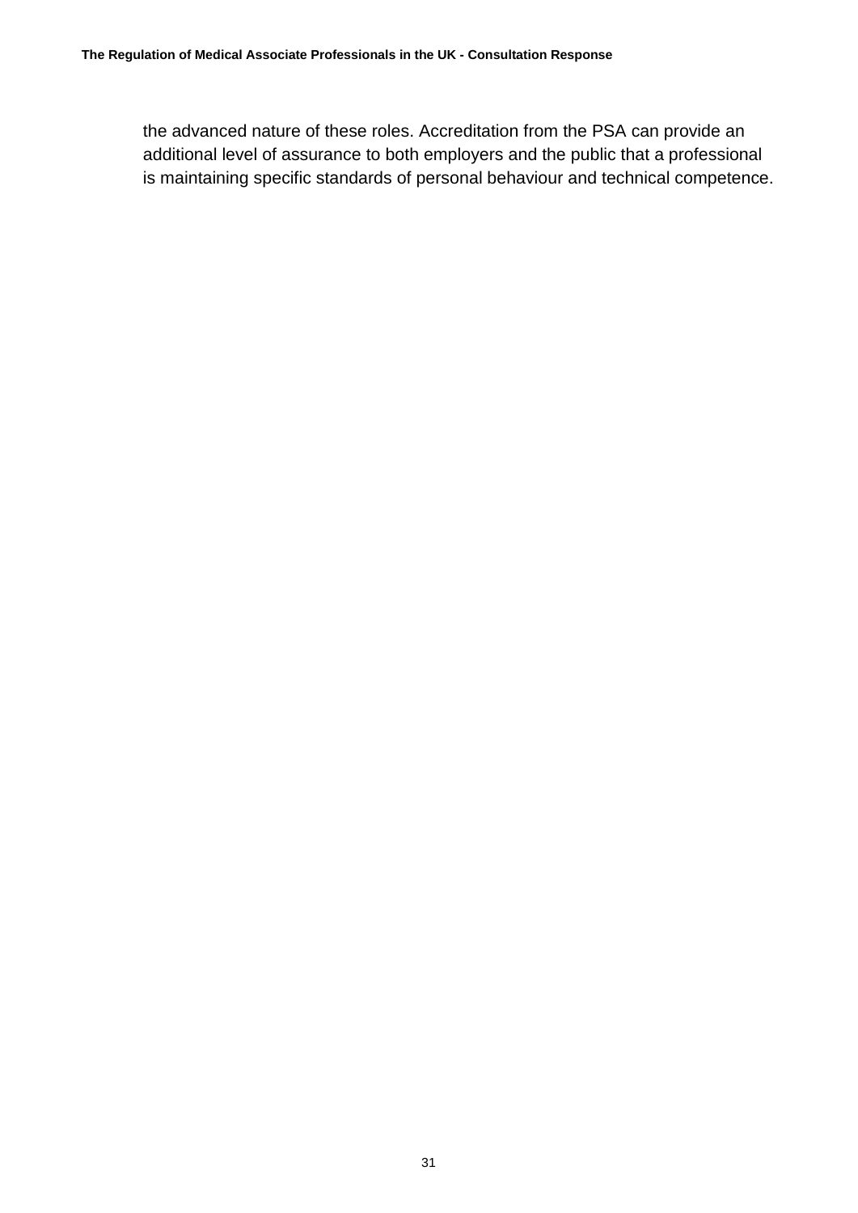the advanced nature of these roles. Accreditation from the PSA can provide an additional level of assurance to both employers and the public that a professional is maintaining specific standards of personal behaviour and technical competence.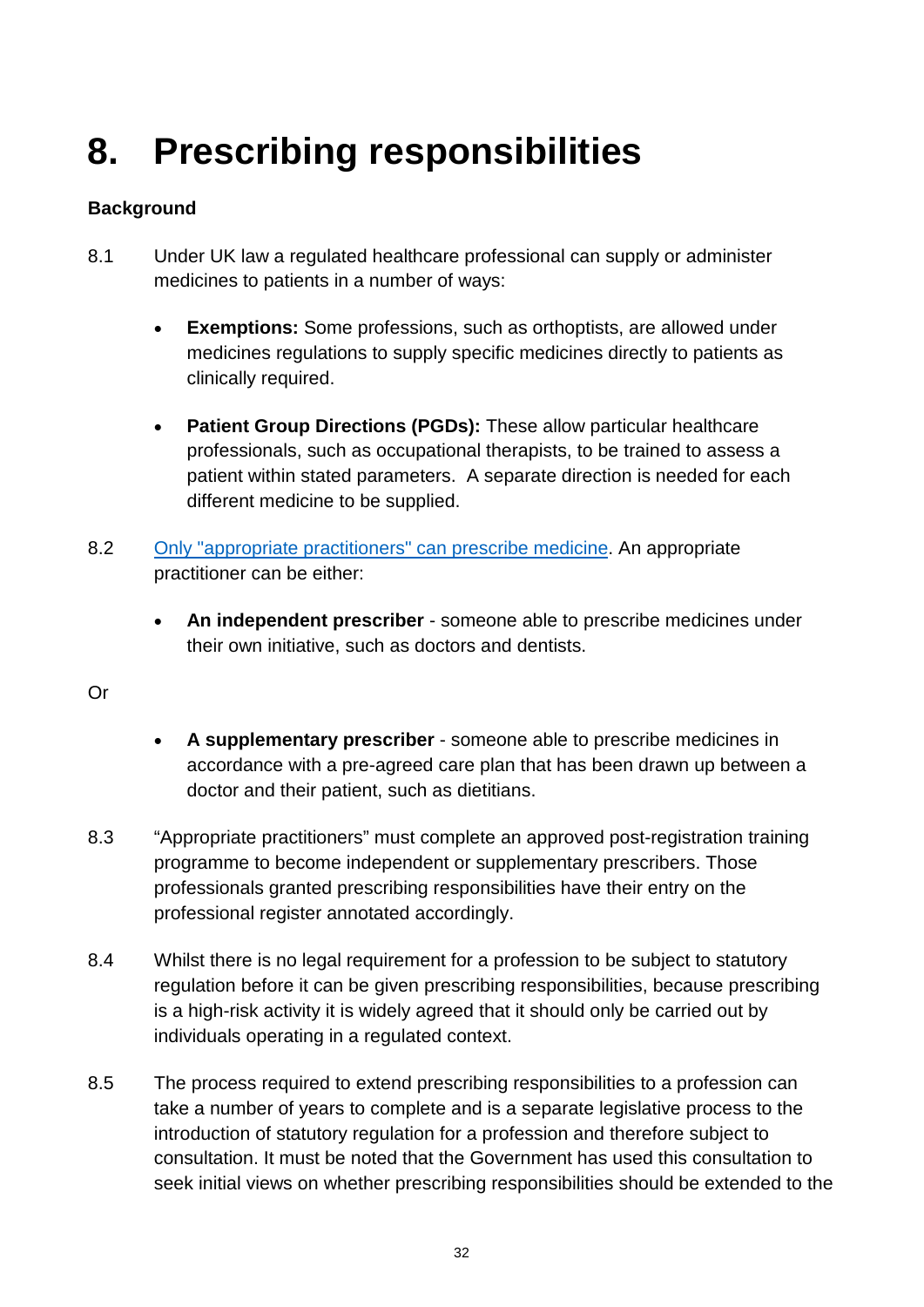# 8. Prescribing responsibilities

**Background**

8.1 Under UK law a regulated healthcare professional can supply or administer medicines to patients in a number of ways:

- **Exemptions:** Some professions, such as orthoptists, are allowed under medicines regulations to supply specific medicines directly to patients as clinically required.

- **Patient Group Directions (PGDs):** These allow particular healthcare professionals, such as occupational therapists, to be trained to assess a patient within stated parameters. A separate direction is needed for each different medicine to be supplied.

8.2 Only "appropriate practitioners" can prescribe medicine. An appropriate practitioner can be either:

- **An independent prescriber** - someone able to prescribe medicines under their own initiative, such as doctors and dentists.

Or

- **A supplementary prescriber** - someone able to prescribe medicines in accordance with a pre-agreed care plan that has been drawn up between a doctor and their patient, such as dietitians.

8.3 "Appropriate practitioners" must complete an approved post-registration training programme to become independent or supplementary prescribers. Those professionals granted prescribing responsibilities have their entry on the professional register annotated accordingly.

8.4 Whilst there is no legal requirement for a profession to be subject to statutory regulation before it can be given prescribing responsibilities, because prescribing is a high-risk activity it is widely agreed that it should only be carried out by individuals operating in a regulated context.

8.5 The process required to extend prescribing responsibilities to a profession can take a number of years to complete and is a separate legislative process to the introduction of statutory regulation for a profession and therefore subject to consultation. It must be noted that the Government has used this consultation to seek initial views on whether prescribing responsibilities should be extended to the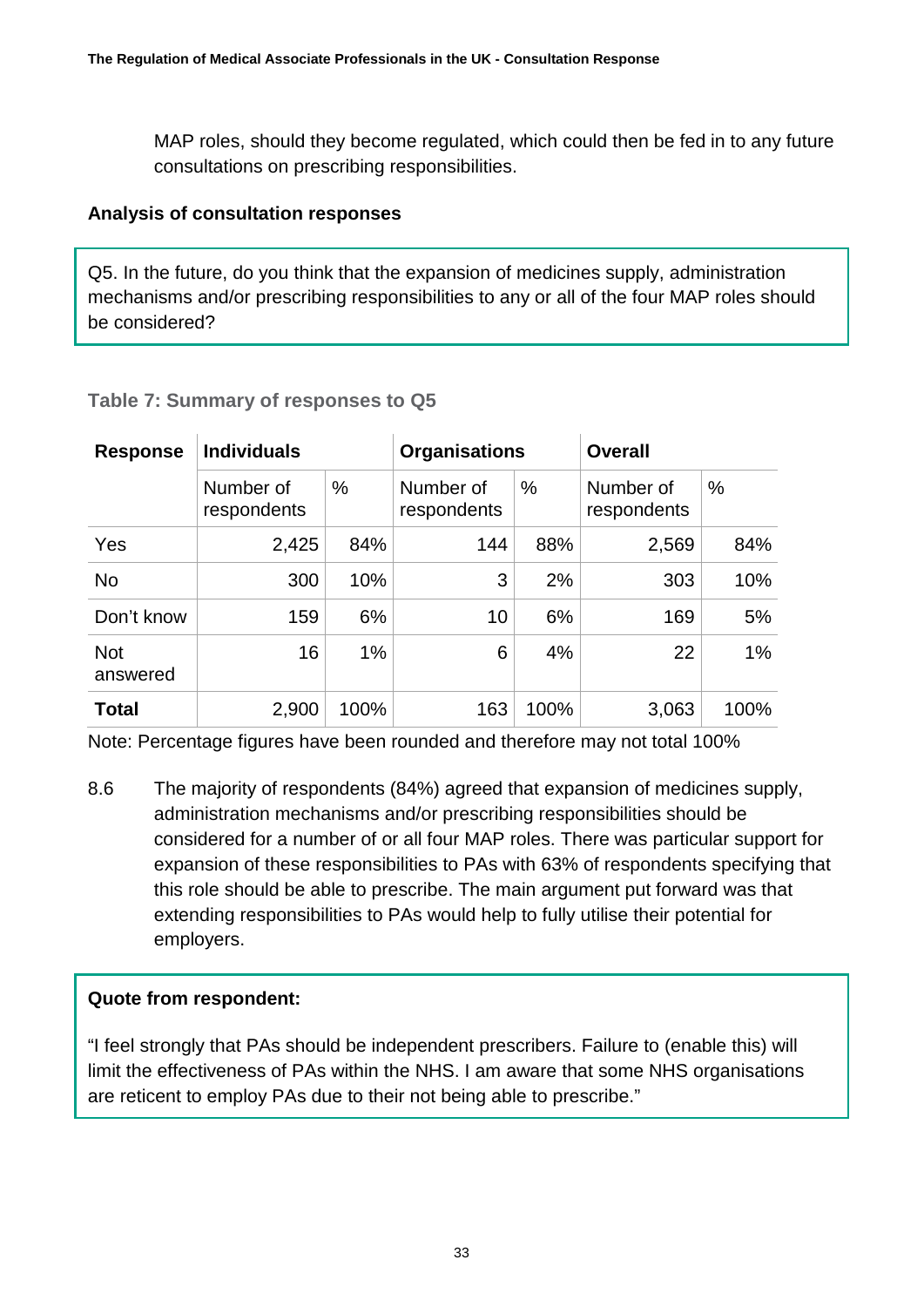MAP roles, should they become regulated, which could then be fed in to any future consultations on prescribing responsibilities.

**Analysis of consultation responses**

Q5. In the future, do you think that the expansion of medicines supply, administration mechanisms and/or prescribing responsibilities to any or all of the four MAP roles should be considered?

**Table 7: Summary of responses to Q5**

| Response | Individuals | | Organisations | | Overall | |
|---|---|---|---|---|---|---|
| | Number of respondents | % | Number of respondents | % | Number of respondents | % |
| Yes | 2,425 | 84% | 144 | 88% | 2,569 | 84% |
| No | 300 | 10% | 3 | 2% | 303 | 10% |
| Don't know | 159 | 6% | 10 | 6% | 169 | 5% |
| Not answered | 16 | 1% | 6 | 4% | 22 | 1% |
| **Total** | 2,900 | 100% | 163 | 100% | 3,063 | 100% |

Note: Percentage figures have been rounded and therefore may not total 100%

8.6 The majority of respondents (84%) agreed that expansion of medicines supply, administration mechanisms and/or prescribing responsibilities should be considered for a number of or all four MAP roles. There was particular support for expansion of these responsibilities to PAs with 63% of respondents specifying that this role should be able to prescribe. The main argument put forward was that extending responsibilities to PAs would help to fully utilise their potential for employers.

**Quote from respondent:**

"I feel strongly that PAs should be independent prescribers. Failure to (enable this) will limit the effectiveness of PAs within the NHS. I am aware that some NHS organisations are reticent to employ PAs due to their not being able to prescribe."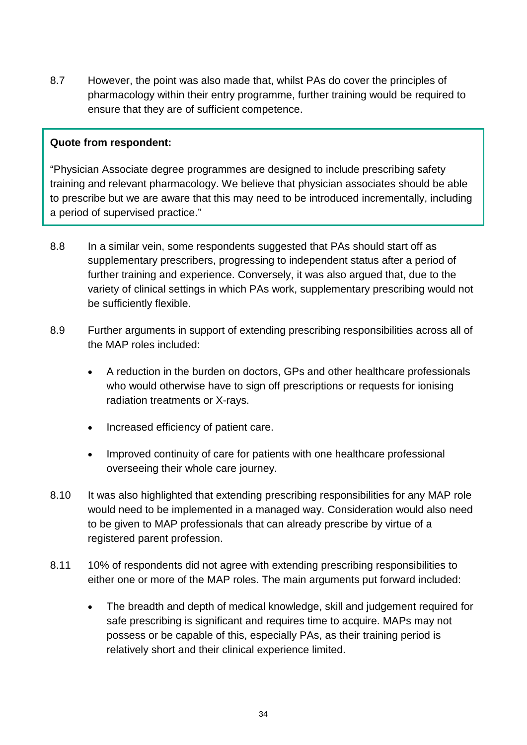8.7 However, the point was also made that, whilst PAs do cover the principles of pharmacology within their entry programme, further training would be required to ensure that they are of sufficient competence.

> **Quote from respondent:**
>
> "Physician Associate degree programmes are designed to include prescribing safety training and relevant pharmacology. We believe that physician associates should be able to prescribe but we are aware that this may need to be introduced incrementally, including a period of supervised practice."

8.8 In a similar vein, some respondents suggested that PAs should start off as supplementary prescribers, progressing to independent status after a period of further training and experience. Conversely, it was also argued that, due to the variety of clinical settings in which PAs work, supplementary prescribing would not be sufficiently flexible.

8.9 Further arguments in support of extending prescribing responsibilities across all of the MAP roles included:

- A reduction in the burden on doctors, GPs and other healthcare professionals who would otherwise have to sign off prescriptions or requests for ionising radiation treatments or X-rays.
- Increased efficiency of patient care.
- Improved continuity of care for patients with one healthcare professional overseeing their whole care journey.

8.10 It was also highlighted that extending prescribing responsibilities for any MAP role would need to be implemented in a managed way. Consideration would also need to be given to MAP professionals that can already prescribe by virtue of a registered parent profession.

8.11 10% of respondents did not agree with extending prescribing responsibilities to either one or more of the MAP roles. The main arguments put forward included:

- The breadth and depth of medical knowledge, skill and judgement required for safe prescribing is significant and requires time to acquire. MAPs may not possess or be capable of this, especially PAs, as their training period is relatively short and their clinical experience limited.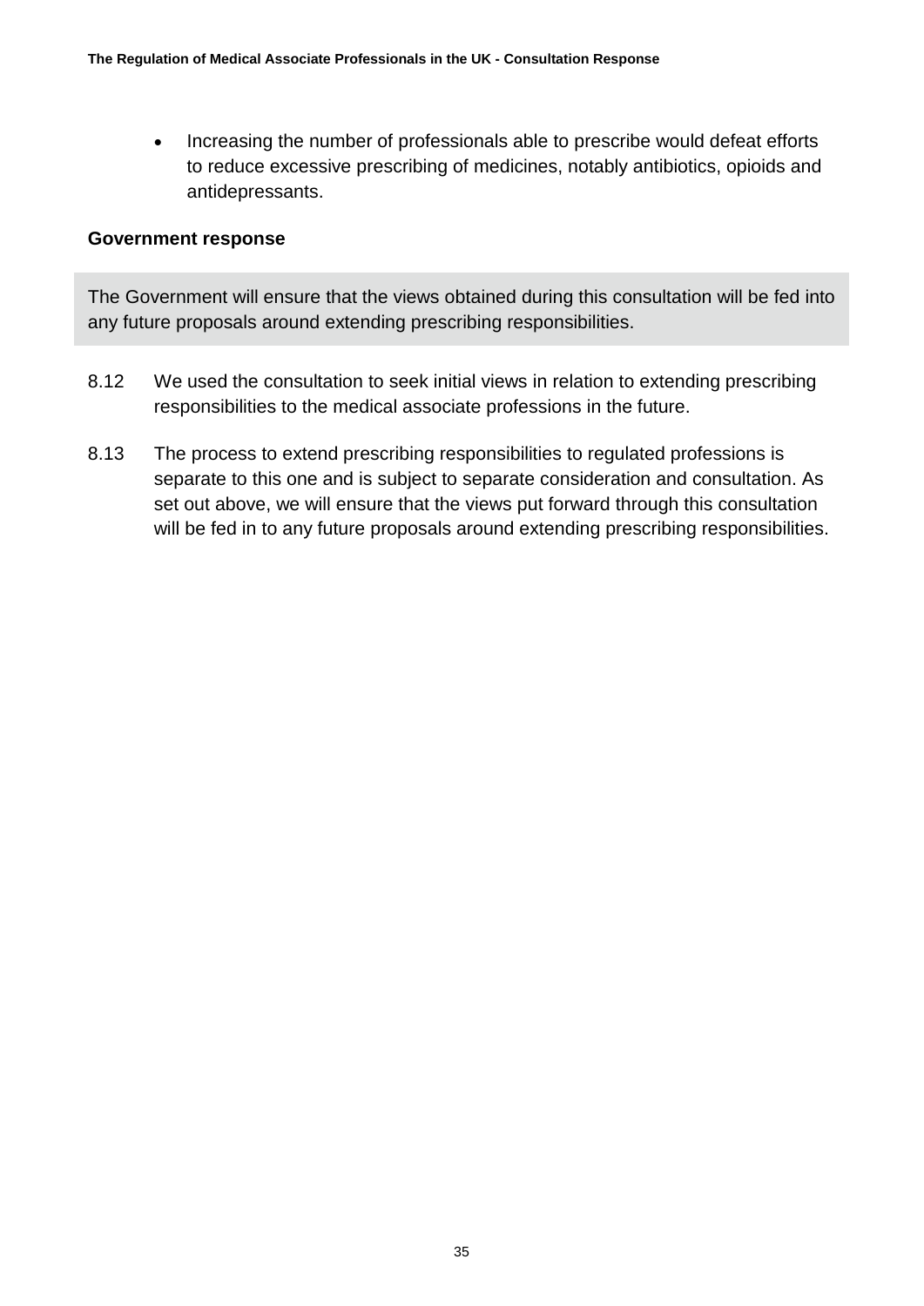- Increasing the number of professionals able to prescribe would defeat efforts to reduce excessive prescribing of medicines, notably antibiotics, opioids and antidepressants.

**Government response**

The Government will ensure that the views obtained during this consultation will be fed into any future proposals around extending prescribing responsibilities.

8.12 We used the consultation to seek initial views in relation to extending prescribing responsibilities to the medical associate professions in the future.

8.13 The process to extend prescribing responsibilities to regulated professions is separate to this one and is subject to separate consideration and consultation. As set out above, we will ensure that the views put forward through this consultation will be fed in to any future proposals around extending prescribing responsibilities.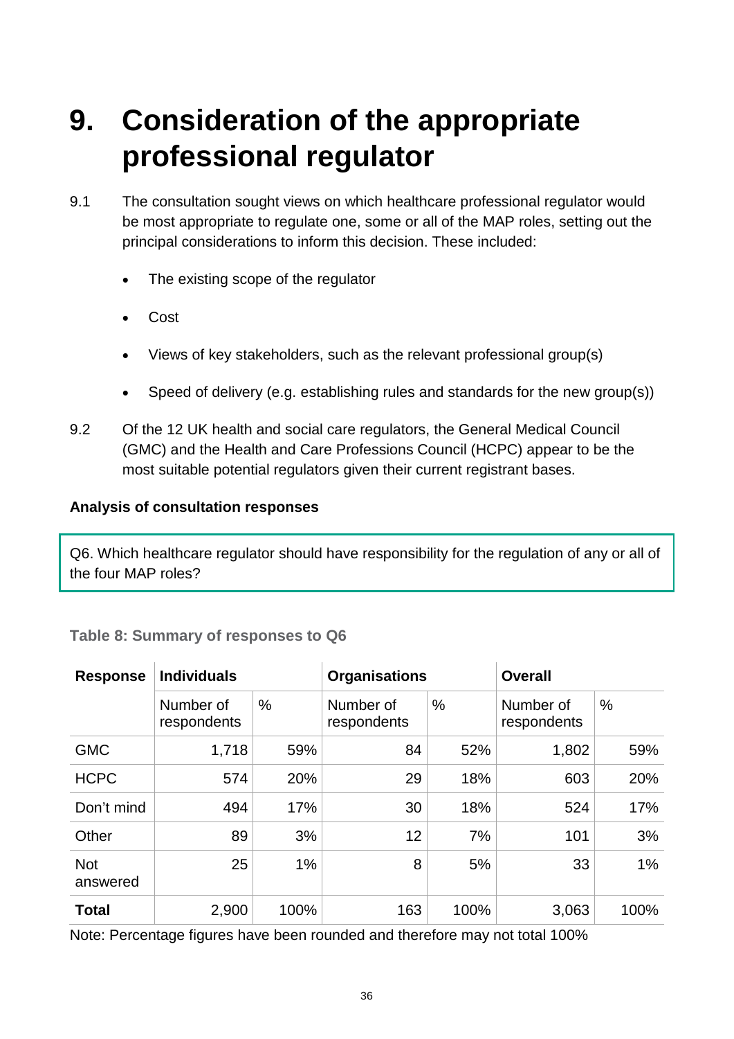# 9. Consideration of the appropriate professional regulator

9.1 The consultation sought views on which healthcare professional regulator would be most appropriate to regulate one, some or all of the MAP roles, setting out the principal considerations to inform this decision. These included:

- The existing scope of the regulator
- Cost
- Views of key stakeholders, such as the relevant professional group(s)
- Speed of delivery (e.g. establishing rules and standards for the new group(s))

9.2 Of the 12 UK health and social care regulators, the General Medical Council (GMC) and the Health and Care Professions Council (HCPC) appear to be the most suitable potential regulators given their current registrant bases.

**Analysis of consultation responses**

Q6. Which healthcare regulator should have responsibility for the regulation of any or all of the four MAP roles?

**Table 8: Summary of responses to Q6**

| Response | Individuals | | Organisations | | Overall | |
|---|---|---|---|---|---|---|
| | Number of respondents | % | Number of respondents | % | Number of respondents | % |
| GMC | 1,718 | 59% | 84 | 52% | 1,802 | 59% |
| HCPC | 574 | 20% | 29 | 18% | 603 | 20% |
| Don't mind | 494 | 17% | 30 | 18% | 524 | 17% |
| Other | 89 | 3% | 12 | 7% | 101 | 3% |
| Not answered | 25 | 1% | 8 | 5% | 33 | 1% |
| **Total** | 2,900 | 100% | 163 | 100% | 3,063 | 100% |

Note: Percentage figures have been rounded and therefore may not total 100%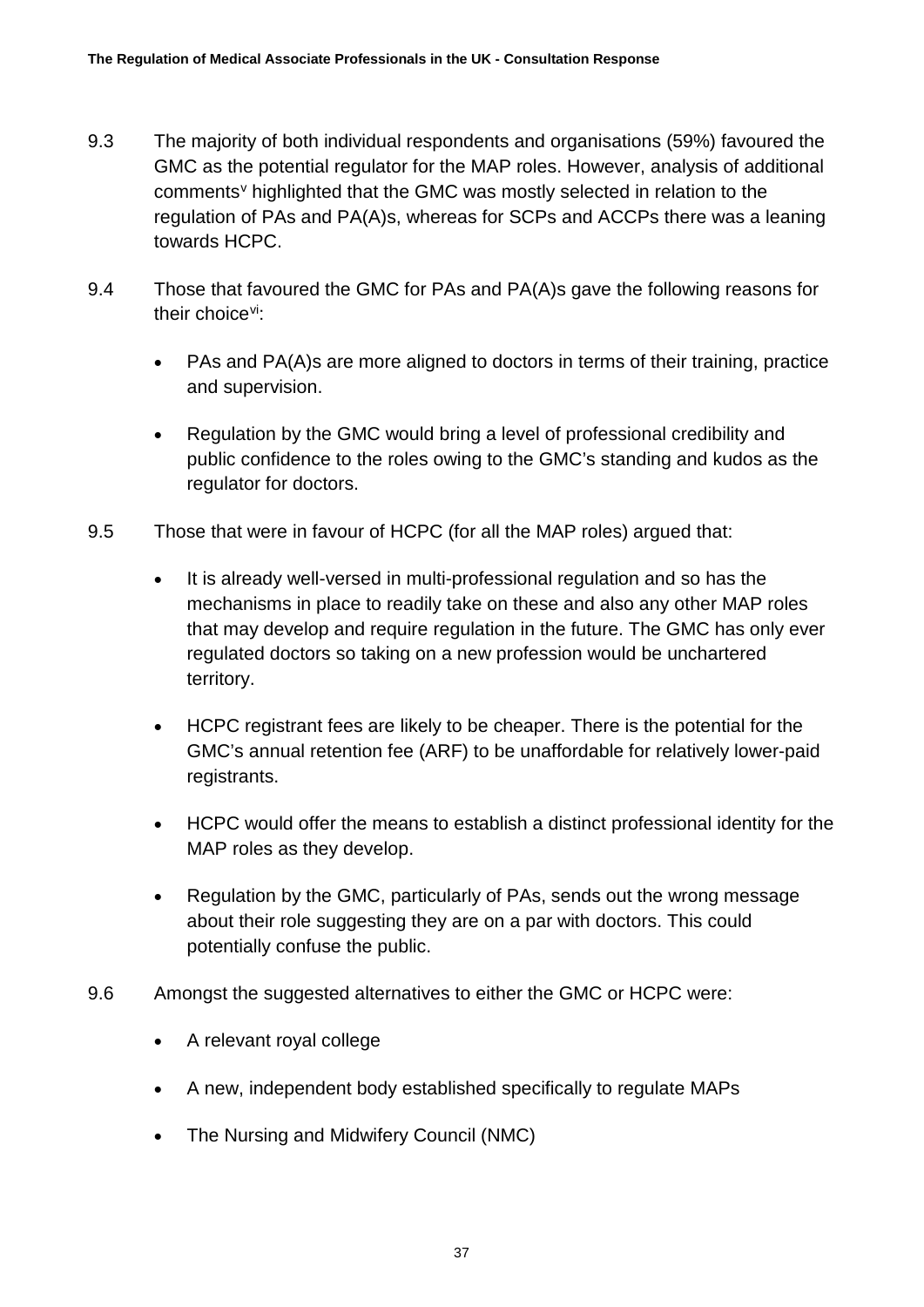9.3 The majority of both individual respondents and organisations (59%) favoured the GMC as the potential regulator for the MAP roles. However, analysis of additional comments[v] highlighted that the GMC was mostly selected in relation to the regulation of PAs and PA(A)s, whereas for SCPs and ACCPs there was a leaning towards HCPC.

9.4 Those that favoured the GMC for PAs and PA(A)s gave the following reasons for their choice[vi]:

- PAs and PA(A)s are more aligned to doctors in terms of their training, practice and supervision.
- Regulation by the GMC would bring a level of professional credibility and public confidence to the roles owing to the GMC's standing and kudos as the regulator for doctors.

9.5 Those that were in favour of HCPC (for all the MAP roles) argued that:

- It is already well-versed in multi-professional regulation and so has the mechanisms in place to readily take on these and also any other MAP roles that may develop and require regulation in the future. The GMC has only ever regulated doctors so taking on a new profession would be unchartered territory.
- HCPC registrant fees are likely to be cheaper. There is the potential for the GMC's annual retention fee (ARF) to be unaffordable for relatively lower-paid registrants.
- HCPC would offer the means to establish a distinct professional identity for the MAP roles as they develop.
- Regulation by the GMC, particularly of PAs, sends out the wrong message about their role suggesting they are on a par with doctors. This could potentially confuse the public.

9.6 Amongst the suggested alternatives to either the GMC or HCPC were:

- A relevant royal college
- A new, independent body established specifically to regulate MAPs
- The Nursing and Midwifery Council (NMC)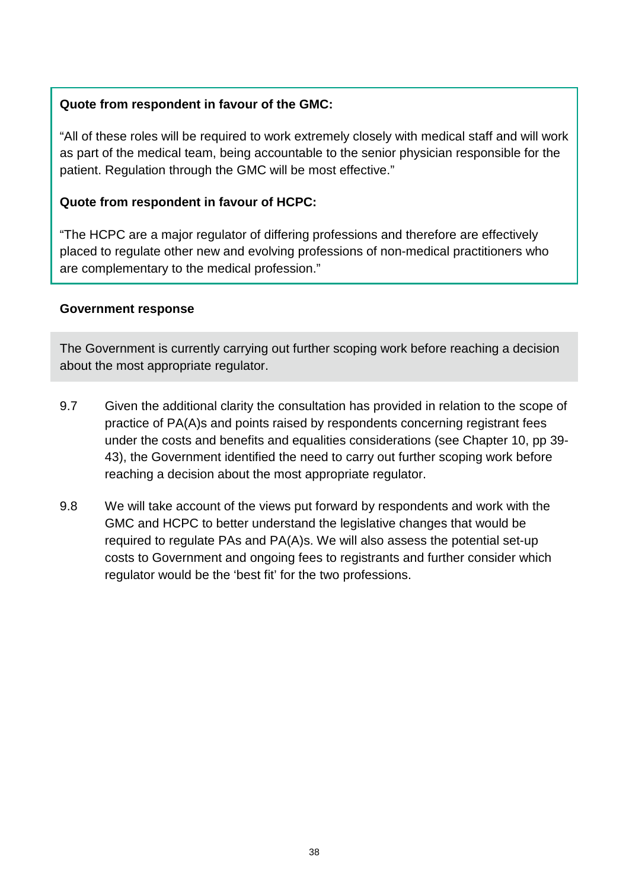**Quote from respondent in favour of the GMC:**

"All of these roles will be required to work extremely closely with medical staff and will work as part of the medical team, being accountable to the senior physician responsible for the patient. Regulation through the GMC will be most effective."

**Quote from respondent in favour of HCPC:**

"The HCPC are a major regulator of differing professions and therefore are effectively placed to regulate other new and evolving professions of non-medical practitioners who are complementary to the medical profession."

**Government response**

The Government is currently carrying out further scoping work before reaching a decision about the most appropriate regulator.

9.7 Given the additional clarity the consultation has provided in relation to the scope of practice of PA(A)s and points raised by respondents concerning registrant fees under the costs and benefits and equalities considerations (see Chapter 10, pp 39-43), the Government identified the need to carry out further scoping work before reaching a decision about the most appropriate regulator.

9.8 We will take account of the views put forward by respondents and work with the GMC and HCPC to better understand the legislative changes that would be required to regulate PAs and PA(A)s. We will also assess the potential set-up costs to Government and ongoing fees to registrants and further consider which regulator would be the 'best fit' for the two professions.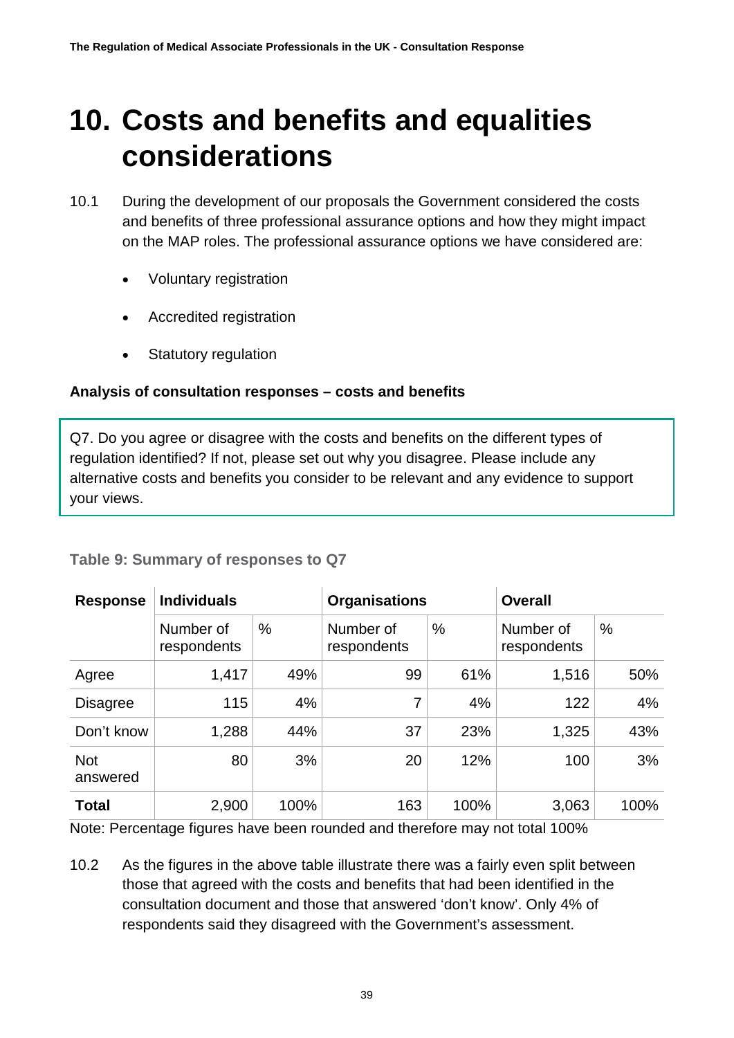# 10. Costs and benefits and equalities considerations

10.1 During the development of our proposals the Government considered the costs and benefits of three professional assurance options and how they might impact on the MAP roles. The professional assurance options we have considered are:

- Voluntary registration
- Accredited registration
- Statutory regulation

**Analysis of consultation responses – costs and benefits**

Q7. Do you agree or disagree with the costs and benefits on the different types of regulation identified? If not, please set out why you disagree. Please include any alternative costs and benefits you consider to be relevant and any evidence to support your views.

**Table 9: Summary of responses to Q7**

| Response | Individuals | | Organisations | | Overall | |
|---|---|---|---|---|---|---|
| | Number of respondents | % | Number of respondents | % | Number of respondents | % |
| Agree | 1,417 | 49% | 99 | 61% | 1,516 | 50% |
| Disagree | 115 | 4% | 7 | 4% | 122 | 4% |
| Don't know | 1,288 | 44% | 37 | 23% | 1,325 | 43% |
| Not answered | 80 | 3% | 20 | 12% | 100 | 3% |
| **Total** | 2,900 | 100% | 163 | 100% | 3,063 | 100% |

Note: Percentage figures have been rounded and therefore may not total 100%

10.2 As the figures in the above table illustrate there was a fairly even split between those that agreed with the costs and benefits that had been identified in the consultation document and those that answered 'don't know'. Only 4% of respondents said they disagreed with the Government's assessment.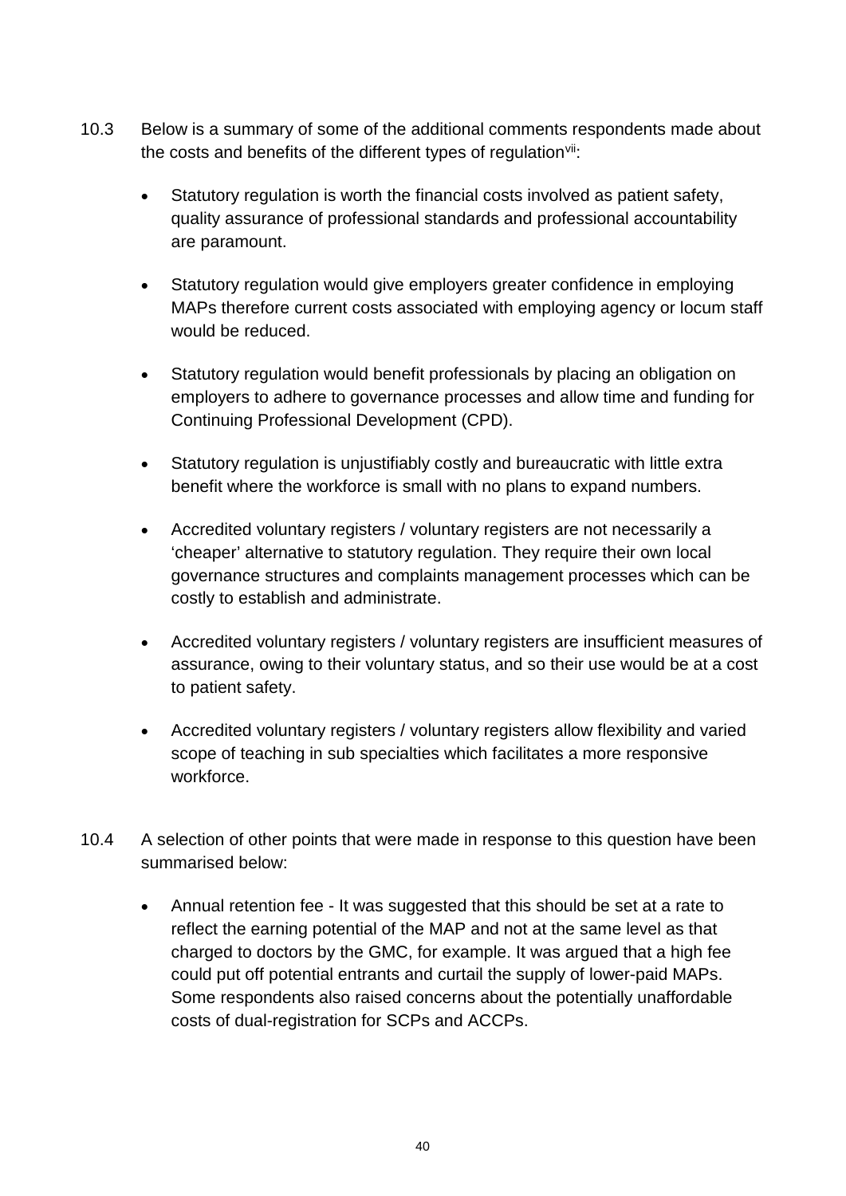10.3 Below is a summary of some of the additional comments respondents made about the costs and benefits of the different types of regulation[vii]:

- Statutory regulation is worth the financial costs involved as patient safety, quality assurance of professional standards and professional accountability are paramount.
- Statutory regulation would give employers greater confidence in employing MAPs therefore current costs associated with employing agency or locum staff would be reduced.
- Statutory regulation would benefit professionals by placing an obligation on employers to adhere to governance processes and allow time and funding for Continuing Professional Development (CPD).
- Statutory regulation is unjustifiably costly and bureaucratic with little extra benefit where the workforce is small with no plans to expand numbers.
- Accredited voluntary registers / voluntary registers are not necessarily a 'cheaper' alternative to statutory regulation. They require their own local governance structures and complaints management processes which can be costly to establish and administrate.
- Accredited voluntary registers / voluntary registers are insufficient measures of assurance, owing to their voluntary status, and so their use would be at a cost to patient safety.
- Accredited voluntary registers / voluntary registers allow flexibility and varied scope of teaching in sub specialties which facilitates a more responsive workforce.

10.4 A selection of other points that were made in response to this question have been summarised below:

- Annual retention fee - It was suggested that this should be set at a rate to reflect the earning potential of the MAP and not at the same level as that charged to doctors by the GMC, for example. It was argued that a high fee could put off potential entrants and curtail the supply of lower-paid MAPs. Some respondents also raised concerns about the potentially unaffordable costs of dual-registration for SCPs and ACCPs.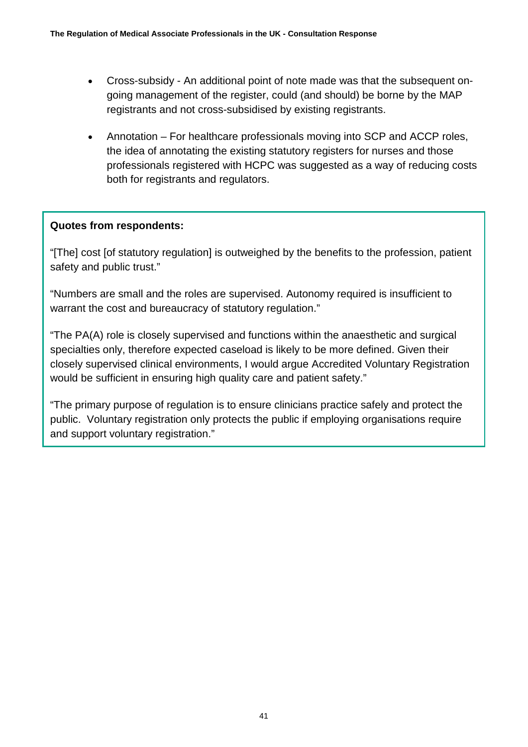- Cross-subsidy - An additional point of note made was that the subsequent on-going management of the register, could (and should) be borne by the MAP registrants and not cross-subsidised by existing registrants.

- Annotation – For healthcare professionals moving into SCP and ACCP roles, the idea of annotating the existing statutory registers for nurses and those professionals registered with HCPC was suggested as a way of reducing costs both for registrants and regulators.

**Quotes from respondents:**

"[The] cost [of statutory regulation] is outweighed by the benefits to the profession, patient safety and public trust."

"Numbers are small and the roles are supervised. Autonomy required is insufficient to warrant the cost and bureaucracy of statutory regulation."

"The PA(A) role is closely supervised and functions within the anaesthetic and surgical specialties only, therefore expected caseload is likely to be more defined. Given their closely supervised clinical environments, I would argue Accredited Voluntary Registration would be sufficient in ensuring high quality care and patient safety."

"The primary purpose of regulation is to ensure clinicians practice safely and protect the public.  Voluntary registration only protects the public if employing organisations require and support voluntary registration."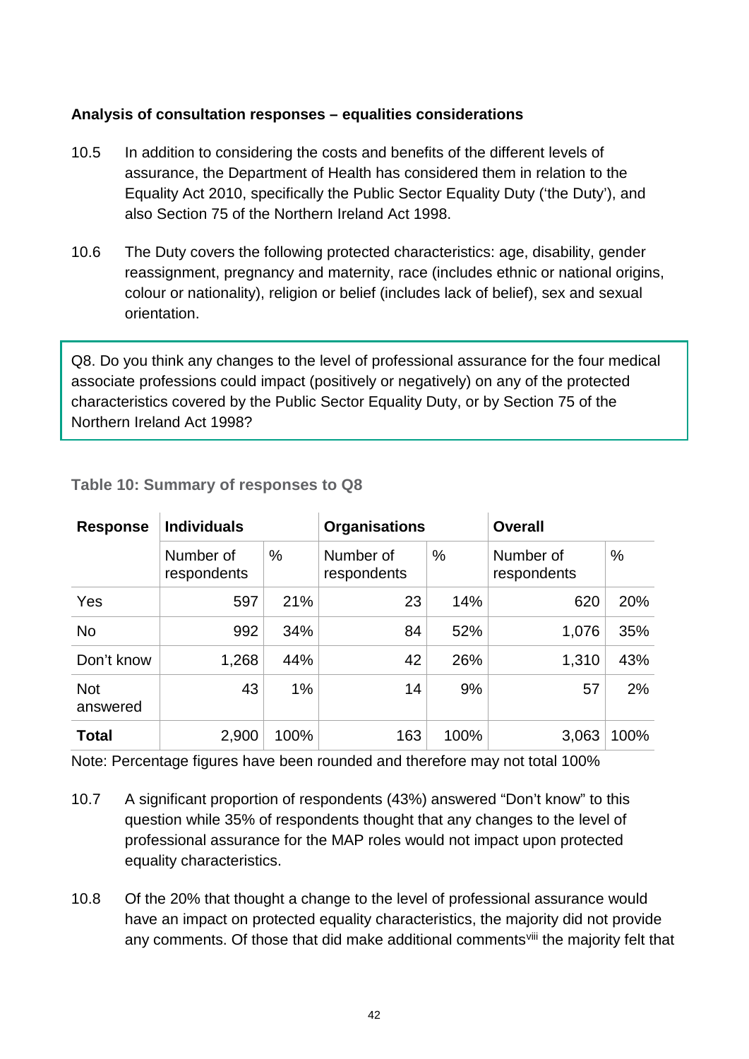### Analysis of consultation responses – equalities considerations

10.5 In addition to considering the costs and benefits of the different levels of assurance, the Department of Health has considered them in relation to the Equality Act 2010, specifically the Public Sector Equality Duty ('the Duty'), and also Section 75 of the Northern Ireland Act 1998.

10.6 The Duty covers the following protected characteristics: age, disability, gender reassignment, pregnancy and maternity, race (includes ethnic or national origins, colour or nationality), religion or belief (includes lack of belief), sex and sexual orientation.

> Q8. Do you think any changes to the level of professional assurance for the four medical associate professions could impact (positively or negatively) on any of the protected characteristics covered by the Public Sector Equality Duty, or by Section 75 of the Northern Ireland Act 1998?

**Table 10: Summary of responses to Q8**

| Response | Individuals | | Organisations | | Overall | |
|---|---|---|---|---|---|---|
| | Number of respondents | % | Number of respondents | % | Number of respondents | % |
| Yes | 597 | 21% | 23 | 14% | 620 | 20% |
| No | 992 | 34% | 84 | 52% | 1,076 | 35% |
| Don't know | 1,268 | 44% | 42 | 26% | 1,310 | 43% |
| Not answered | 43 | 1% | 14 | 9% | 57 | 2% |
| **Total** | 2,900 | 100% | 163 | 100% | 3,063 | 100% |

Note: Percentage figures have been rounded and therefore may not total 100%

10.7 A significant proportion of respondents (43%) answered "Don't know" to this question while 35% of respondents thought that any changes to the level of professional assurance for the MAP roles would not impact upon protected equality characteristics.

10.8 Of the 20% that thought a change to the level of professional assurance would have an impact on protected equality characteristics, the majority did not provide any comments. Of those that did make additional comments[viii] the majority felt that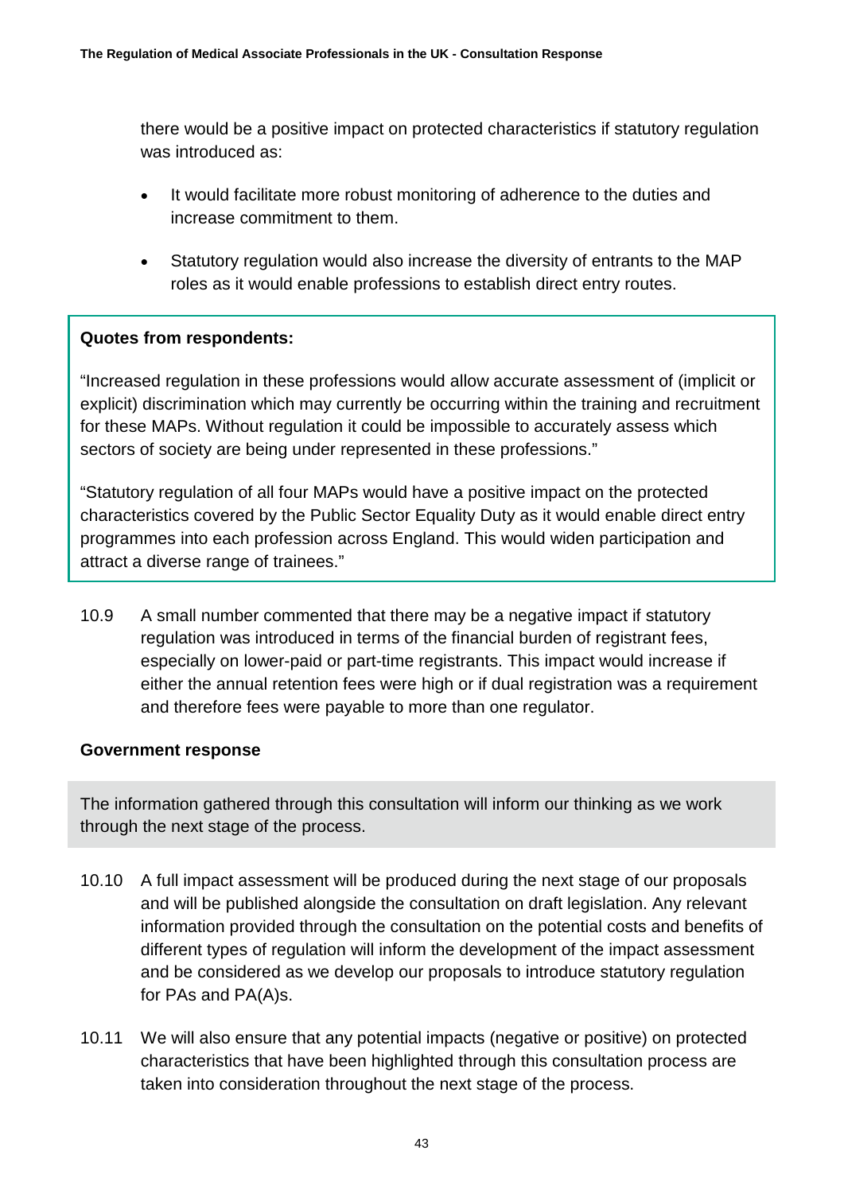there would be a positive impact on protected characteristics if statutory regulation was introduced as:

- It would facilitate more robust monitoring of adherence to the duties and increase commitment to them.
- Statutory regulation would also increase the diversity of entrants to the MAP roles as it would enable professions to establish direct entry routes.

**Quotes from respondents:**

"Increased regulation in these professions would allow accurate assessment of (implicit or explicit) discrimination which may currently be occurring within the training and recruitment for these MAPs. Without regulation it could be impossible to accurately assess which sectors of society are being under represented in these professions."

"Statutory regulation of all four MAPs would have a positive impact on the protected characteristics covered by the Public Sector Equality Duty as it would enable direct entry programmes into each profession across England. This would widen participation and attract a diverse range of trainees."

10.9 A small number commented that there may be a negative impact if statutory regulation was introduced in terms of the financial burden of registrant fees, especially on lower-paid or part-time registrants. This impact would increase if either the annual retention fees were high or if dual registration was a requirement and therefore fees were payable to more than one regulator.

**Government response**

The information gathered through this consultation will inform our thinking as we work through the next stage of the process.

10.10 A full impact assessment will be produced during the next stage of our proposals and will be published alongside the consultation on draft legislation. Any relevant information provided through the consultation on the potential costs and benefits of different types of regulation will inform the development of the impact assessment and be considered as we develop our proposals to introduce statutory regulation for PAs and PA(A)s.

10.11 We will also ensure that any potential impacts (negative or positive) on protected characteristics that have been highlighted through this consultation process are taken into consideration throughout the next stage of the process.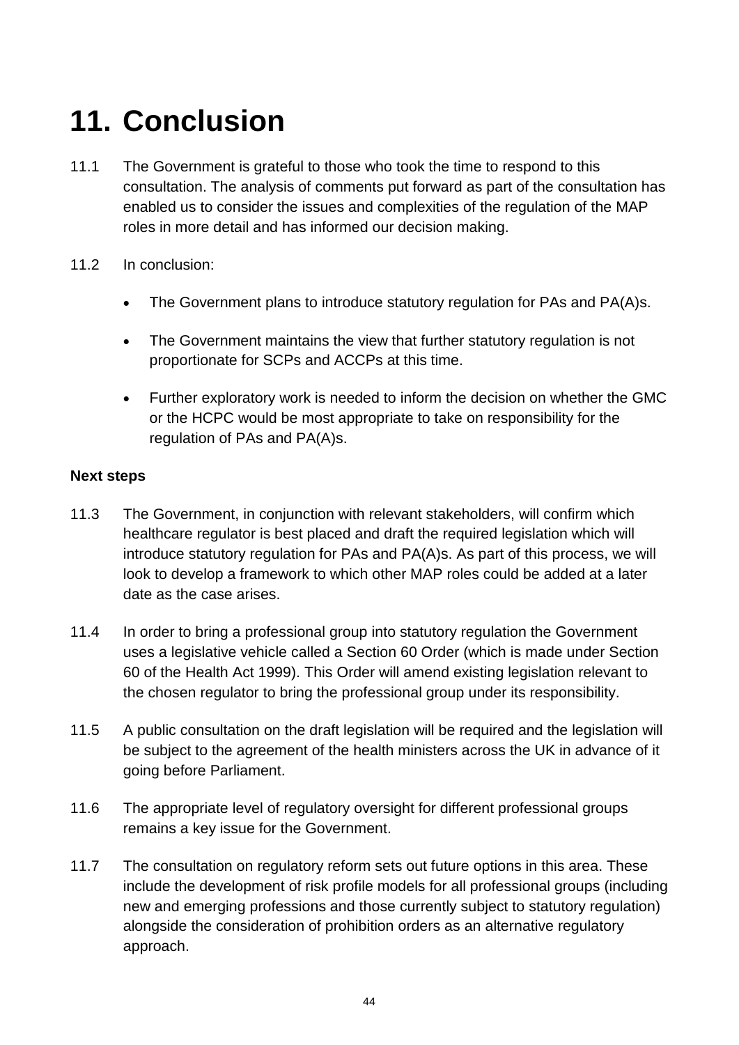# 11. Conclusion

11.1 The Government is grateful to those who took the time to respond to this consultation. The analysis of comments put forward as part of the consultation has enabled us to consider the issues and complexities of the regulation of the MAP roles in more detail and has informed our decision making.

11.2 In conclusion:

- The Government plans to introduce statutory regulation for PAs and PA(A)s.
- The Government maintains the view that further statutory regulation is not proportionate for SCPs and ACCPs at this time.
- Further exploratory work is needed to inform the decision on whether the GMC or the HCPC would be most appropriate to take on responsibility for the regulation of PAs and PA(A)s.

**Next steps**

11.3 The Government, in conjunction with relevant stakeholders, will confirm which healthcare regulator is best placed and draft the required legislation which will introduce statutory regulation for PAs and PA(A)s. As part of this process, we will look to develop a framework to which other MAP roles could be added at a later date as the case arises.

11.4 In order to bring a professional group into statutory regulation the Government uses a legislative vehicle called a Section 60 Order (which is made under Section 60 of the Health Act 1999). This Order will amend existing legislation relevant to the chosen regulator to bring the professional group under its responsibility.

11.5 A public consultation on the draft legislation will be required and the legislation will be subject to the agreement of the health ministers across the UK in advance of it going before Parliament.

11.6 The appropriate level of regulatory oversight for different professional groups remains a key issue for the Government.

11.7 The consultation on regulatory reform sets out future options in this area. These include the development of risk profile models for all professional groups (including new and emerging professions and those currently subject to statutory regulation) alongside the consideration of prohibition orders as an alternative regulatory approach.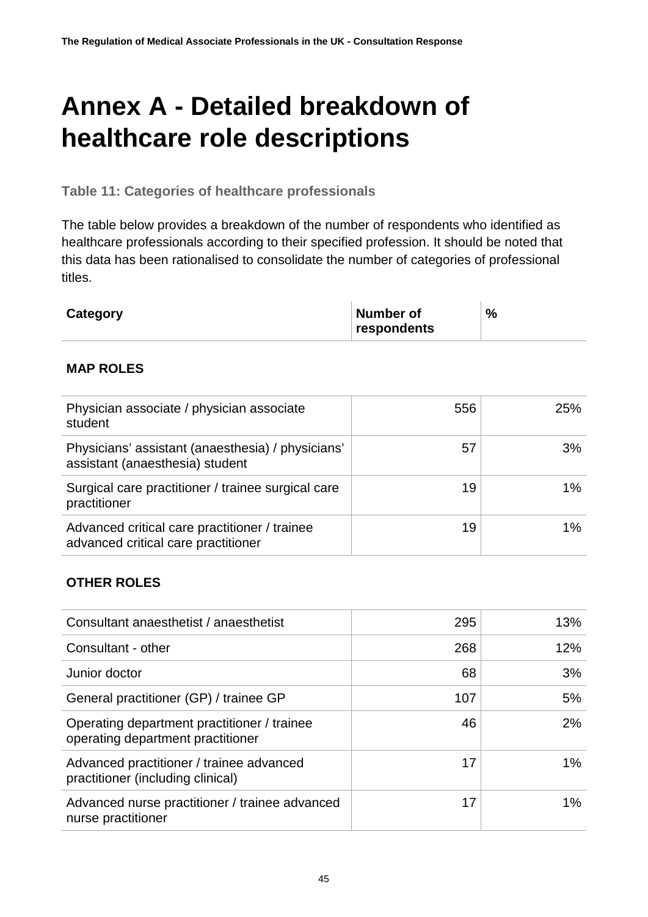# Annex A - Detailed breakdown of healthcare role descriptions

**Table 11: Categories of healthcare professionals**

The table below provides a breakdown of the number of respondents who identified as healthcare professionals according to their specified profession. It should be noted that this data has been rationalised to consolidate the number of categories of professional titles.

| Category | Number of respondents | % |
|---|---|---|
| **MAP ROLES** | | |
| Physician associate / physician associate student | 556 | 25% |
| Physicians' assistant (anaesthesia) / physicians' assistant (anaesthesia) student | 57 | 3% |
| Surgical care practitioner / trainee surgical care practitioner | 19 | 1% |
| Advanced critical care practitioner / trainee advanced critical care practitioner | 19 | 1% |
| **OTHER ROLES** | | |
| Consultant anaesthetist / anaesthetist | 295 | 13% |
| Consultant - other | 268 | 12% |
| Junior doctor | 68 | 3% |
| General practitioner (GP) / trainee GP | 107 | 5% |
| Operating department practitioner / trainee operating department practitioner | 46 | 2% |
| Advanced practitioner / trainee advanced practitioner (including clinical) | 17 | 1% |
| Advanced nurse practitioner / trainee advanced nurse practitioner | 17 | 1% |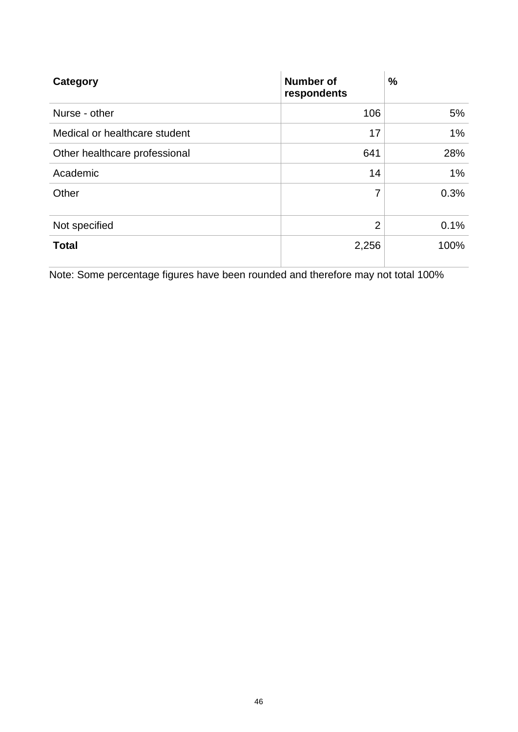| Category | Number of respondents | % |
|---|---|---|
| Nurse - other | 106 | 5% |
| Medical or healthcare student | 17 | 1% |
| Other healthcare professional | 641 | 28% |
| Academic | 14 | 1% |
| Other | 7 | 0.3% |
| Not specified | 2 | 0.1% |
| **Total** | 2,256 | 100% |

Note: Some percentage figures have been rounded and therefore may not total 100%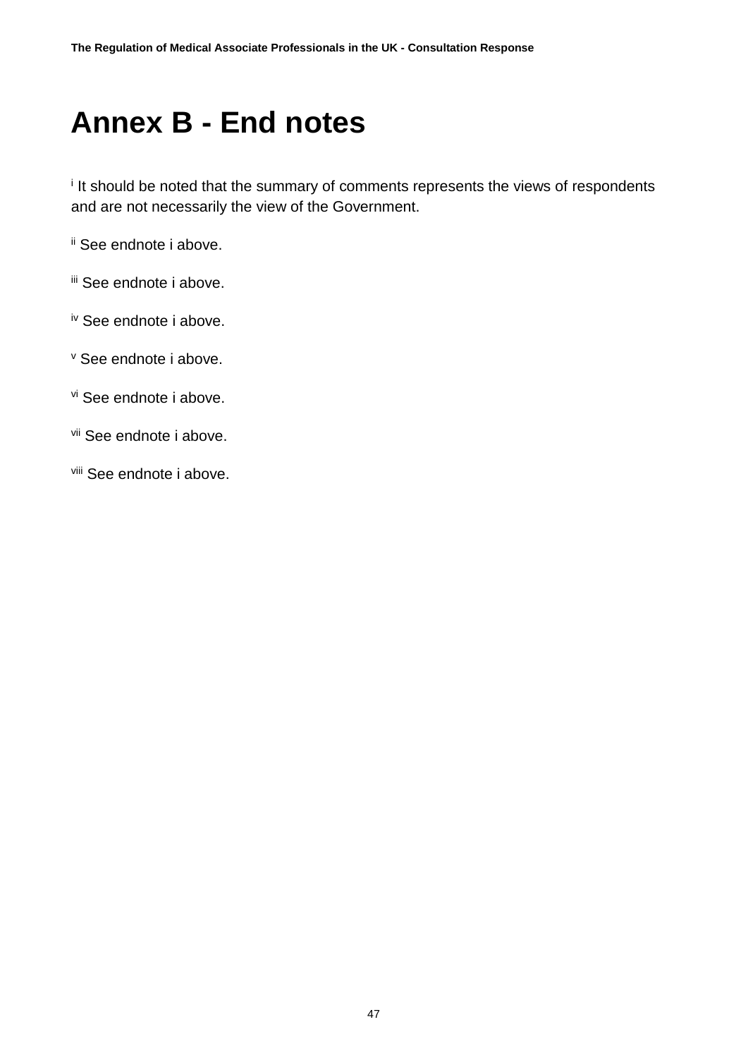# Annex B - End notes

[i] It should be noted that the summary of comments represents the views of respondents and are not necessarily the view of the Government.

[ii] See endnote i above.

[iii] See endnote i above.

[iv] See endnote i above.

[v] See endnote i above.

[vi] See endnote i above.

[vii] See endnote i above.

[viii] See endnote i above.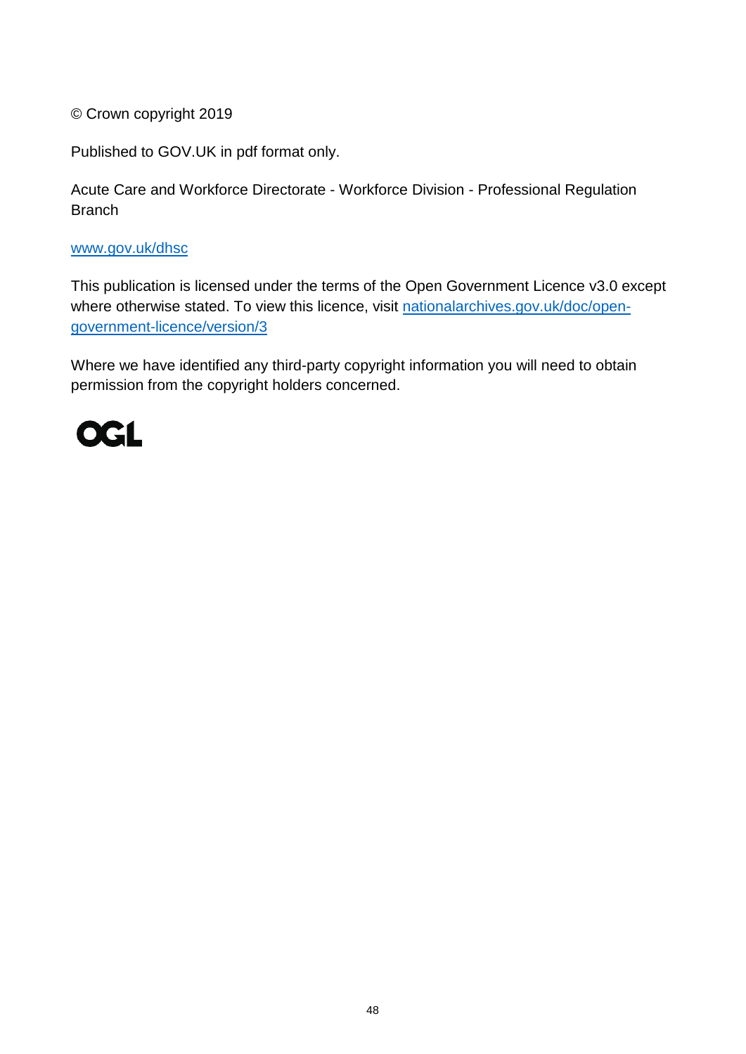© Crown copyright 2019

Published to GOV.UK in pdf format only.

Acute Care and Workforce Directorate - Workforce Division - Professional Regulation Branch

[www.gov.uk/dhsc](http://www.gov.uk/dhsc)

This publication is licensed under the terms of the Open Government Licence v3.0 except where otherwise stated. To view this licence, visit [nationalarchives.gov.uk/doc/open-government-licence/version/3](http://nationalarchives.gov.uk/doc/open-government-licence/version/3)

Where we have identified any third-party copyright information you will need to obtain permission from the copyright holders concerned.

OGL